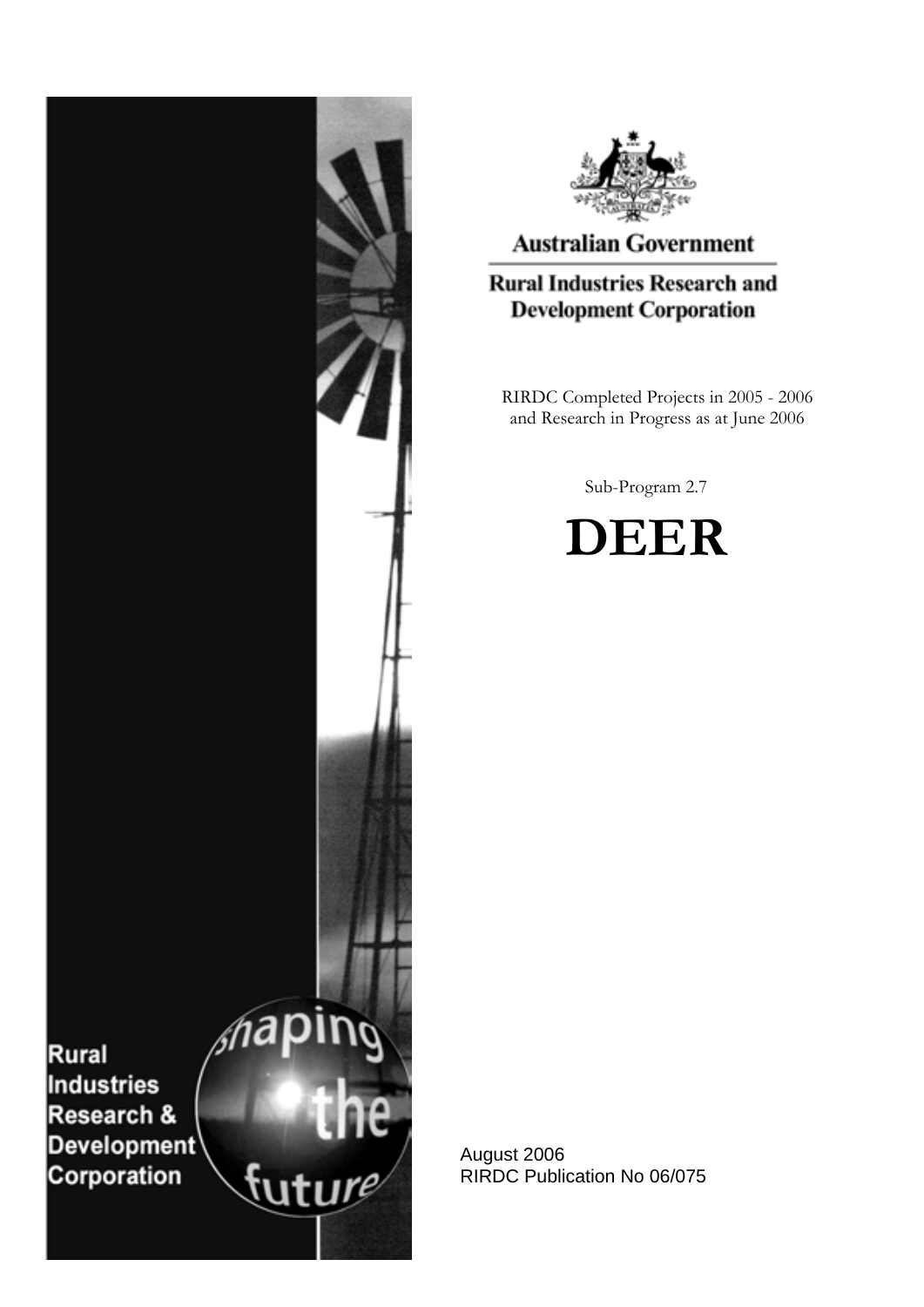Australian Government

Rural Industries Research and Development Corporation

RIRDC Completed Projects in 2005 - 2006
and Research in Progress as at June 2006

Sub-Program 2.7

# DEER

Rural Industries Research & Development Corporation

shaping the future

August 2006
RIRDC Publication No 06/075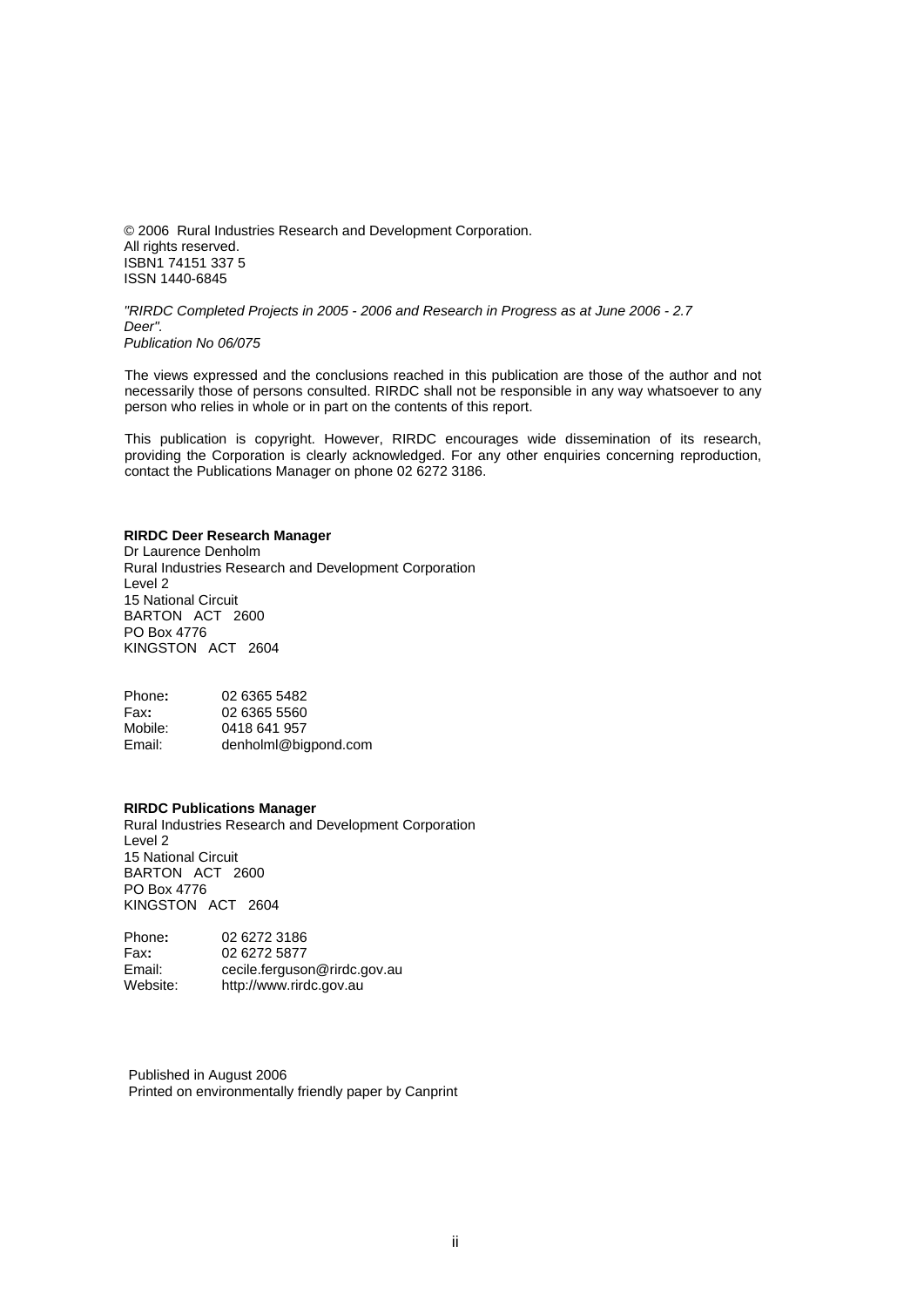© 2006 Rural Industries Research and Development Corporation.
All rights reserved.
ISBN1 74151 337 5
ISSN 1440-6845

*"RIRDC Completed Projects in 2005 - 2006 and Research in Progress as at June 2006 - 2.7 Deer".*
*Publication No 06/075*

The views expressed and the conclusions reached in this publication are those of the author and not necessarily those of persons consulted. RIRDC shall not be responsible in any way whatsoever to any person who relies in whole or in part on the contents of this report.

This publication is copyright. However, RIRDC encourages wide dissemination of its research, providing the Corporation is clearly acknowledged. For any other enquiries concerning reproduction, contact the Publications Manager on phone 02 6272 3186.

**RIRDC Deer Research Manager**
Dr Laurence Denholm
Rural Industries Research and Development Corporation
Level 2
15 National Circuit
BARTON ACT 2600
PO Box 4776
KINGSTON ACT 2604

Phone**:** 02 6365 5482
Fax**:** 02 6365 5560
Mobile: 0418 641 957
Email: denholml@bigpond.com

**RIRDC Publications Manager**
Rural Industries Research and Development Corporation
Level 2
15 National Circuit
BARTON ACT 2600
PO Box 4776
KINGSTON ACT 2604

Phone**:** 02 6272 3186
Fax**:** 02 6272 5877
Email: cecile.ferguson@rirdc.gov.au
Website: http://www.rirdc.gov.au

Published in August 2006
Printed on environmentally friendly paper by Canprint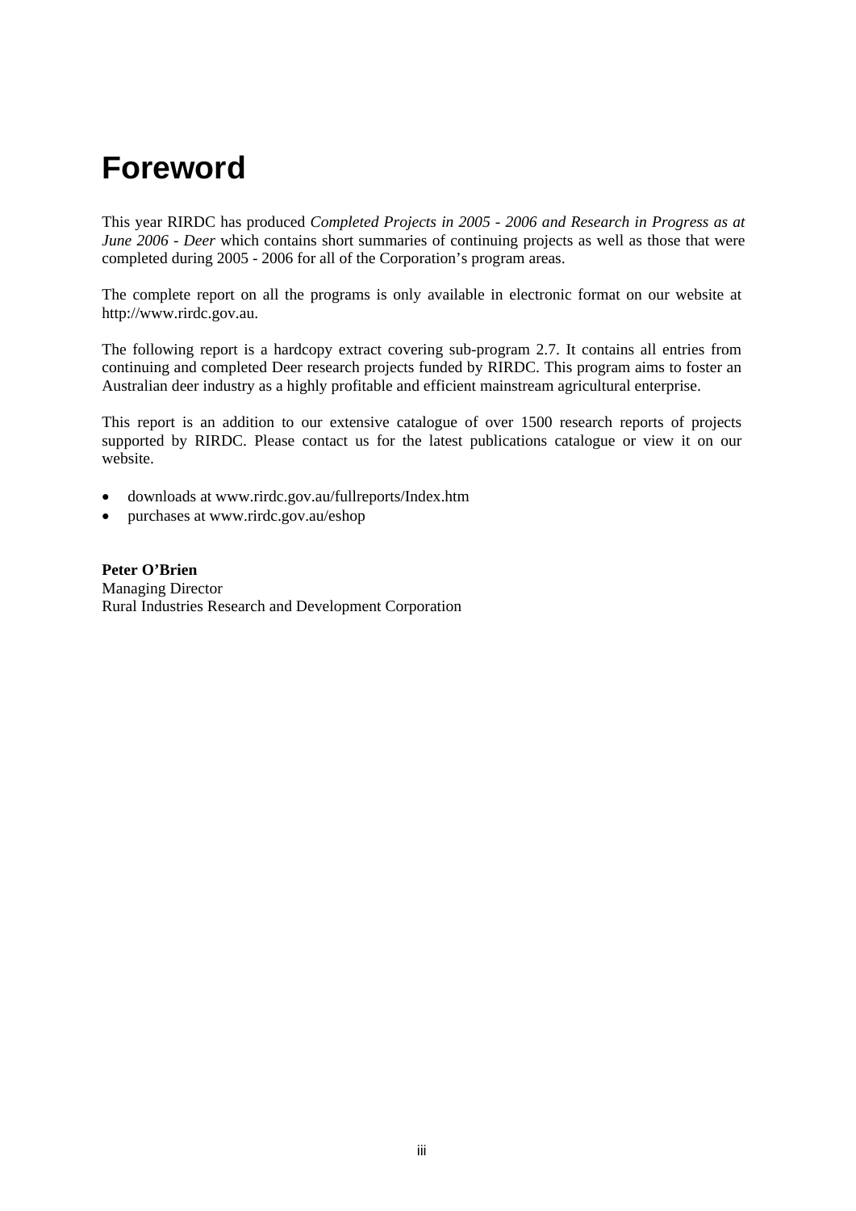# Foreword

This year RIRDC has produced *Completed Projects in 2005 - 2006 and Research in Progress as at June 2006 - Deer* which contains short summaries of continuing projects as well as those that were completed during 2005 - 2006 for all of the Corporation's program areas.

The complete report on all the programs is only available in electronic format on our website at http://www.rirdc.gov.au.

The following report is a hardcopy extract covering sub-program 2.7. It contains all entries from continuing and completed Deer research projects funded by RIRDC. This program aims to foster an Australian deer industry as a highly profitable and efficient mainstream agricultural enterprise.

This report is an addition to our extensive catalogue of over 1500 research reports of projects supported by RIRDC. Please contact us for the latest publications catalogue or view it on our website.

- downloads at www.rirdc.gov.au/fullreports/Index.htm
- purchases at www.rirdc.gov.au/eshop

**Peter O'Brien**
Managing Director
Rural Industries Research and Development Corporation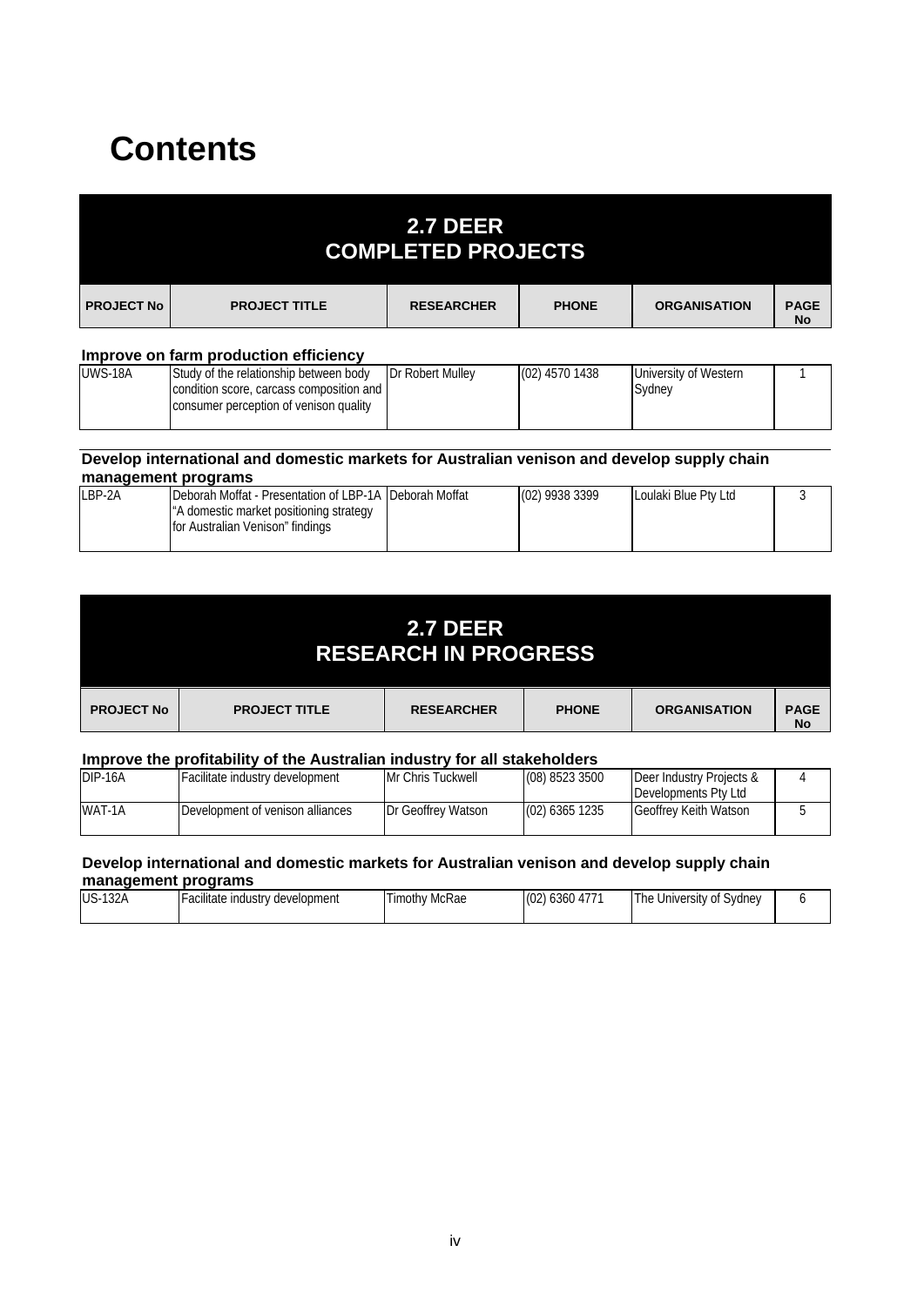# Contents

## 2.7 DEER COMPLETED PROJECTS

| PROJECT No | PROJECT TITLE | RESEARCHER | PHONE | ORGANISATION | PAGE No |
|---|---|---|---|---|---|

**Improve on farm production efficiency**

| PROJECT No | PROJECT TITLE | RESEARCHER | PHONE | ORGANISATION | PAGE No |
|---|---|---|---|---|---|
| UWS-18A | Study of the relationship between body condition score, carcass composition and consumer perception of venison quality | Dr Robert Mulley | (02) 4570 1438 | University of Western Sydney | 1 |

**Develop international and domestic markets for Australian venison and develop supply chain management programs**

| PROJECT No | PROJECT TITLE | RESEARCHER | PHONE | ORGANISATION | PAGE No |
|---|---|---|---|---|---|
| LBP-2A | Deborah Moffat - Presentation of LBP-1A "A domestic market positioning strategy for Australian Venison" findings | Deborah Moffat | (02) 9938 3399 | Loulaki Blue Pty Ltd | 3 |

## 2.7 DEER RESEARCH IN PROGRESS

| PROJECT No | PROJECT TITLE | RESEARCHER | PHONE | ORGANISATION | PAGE No |
|---|---|---|---|---|---|

**Improve the profitability of the Australian industry for all stakeholders**

| PROJECT No | PROJECT TITLE | RESEARCHER | PHONE | ORGANISATION | PAGE No |
|---|---|---|---|---|---|
| DIP-16A | Facilitate industry development | Mr Chris Tuckwell | (08) 8523 3500 | Deer Industry Projects & Developments Pty Ltd | 4 |
| WAT-1A | Development of venison alliances | Dr Geoffrey Watson | (02) 6365 1235 | Geoffrey Keith Watson | 5 |

**Develop international and domestic markets for Australian venison and develop supply chain management programs**

| PROJECT No | PROJECT TITLE | RESEARCHER | PHONE | ORGANISATION | PAGE No |
|---|---|---|---|---|---|
| US-132A | Facilitate industry development | Timothy McRae | (02) 6360 4771 | The University of Sydney | 6 |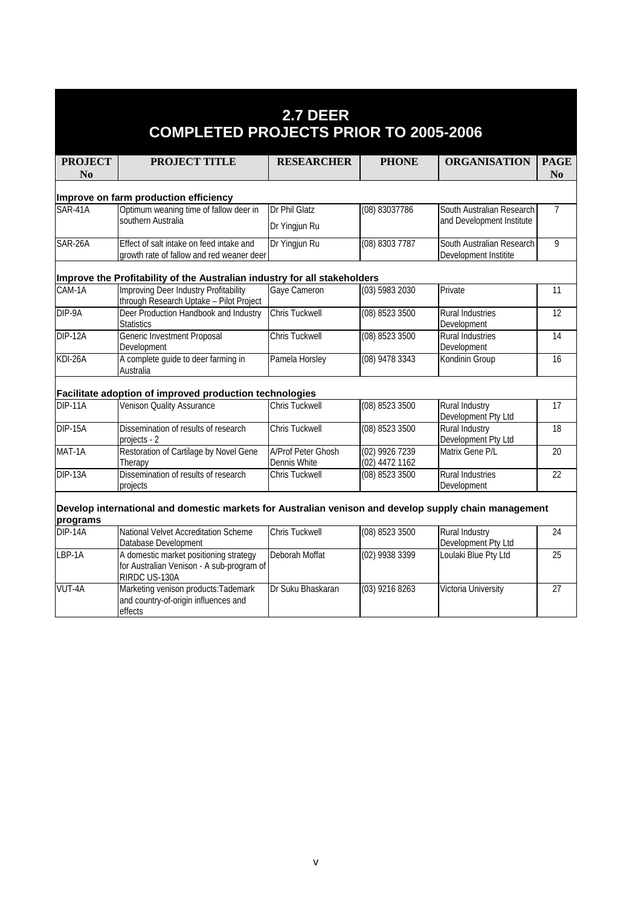# 2.7 DEER
# COMPLETED PROJECTS PRIOR TO 2005-2006

| PROJECT No | PROJECT TITLE | RESEARCHER | PHONE | ORGANISATION | PAGE No |
|---|---|---|---|---|---|
| **Improve on farm production efficiency** | | | | | |
| SAR-41A | Optimum weaning time of fallow deer in southern Australia | Dr Phil Glatz<br>Dr Yingjun Ru | (08) 83037786 | South Australian Research and Development Institute | 7 |
| SAR-26A | Effect of salt intake on feed intake and growth rate of fallow and red weaner deer | Dr Yingjun Ru | (08) 8303 7787 | South Australian Research Development Institite | 9 |
| **Improve the Profitability of the Australian industry for all stakeholders** | | | | | |
| CAM-1A | Improving Deer Industry Profitability through Research Uptake – Pilot Project | Gaye Cameron | (03) 5983 2030 | Private | 11 |
| DIP-9A | Deer Production Handbook and Industry Statistics | Chris Tuckwell | (08) 8523 3500 | Rural Industries Development | 12 |
| DIP-12A | Generic Investment Proposal Development | Chris Tuckwell | (08) 8523 3500 | Rural Industries Development | 14 |
| KDI-26A | A complete guide to deer farming in Australia | Pamela Horsley | (08) 9478 3343 | Kondinin Group | 16 |
| **Facilitate adoption of improved production technologies** | | | | | |
| DIP-11A | Venison Quality Assurance | Chris Tuckwell | (08) 8523 3500 | Rural Industry Development Pty Ltd | 17 |
| DIP-15A | Dissemination of results of research projects - 2 | Chris Tuckwell | (08) 8523 3500 | Rural Industry Development Pty Ltd | 18 |
| MAT-1A | Restoration of Cartilage by Novel Gene Therapy | A/Prof Peter Ghosh<br>Dennis White | (02) 9926 7239<br>(02) 4472 1162 | Matrix Gene P/L | 20 |
| DIP-13A | Dissemination of results of research projects | Chris Tuckwell | (08) 8523 3500 | Rural Industries Development | 22 |
| **Develop international and domestic markets for Australian venison and develop supply chain management programs** | | | | | |
| DIP-14A | National Velvet Accreditation Scheme Database Development | Chris Tuckwell | (08) 8523 3500 | Rural Industry Development Pty Ltd | 24 |
| LBP-1A | A domestic market positioning strategy for Australian Venison - A sub-program of RIRDC US-130A | Deborah Moffat | (02) 9938 3399 | Loulaki Blue Pty Ltd | 25 |
| VUT-4A | Marketing venison products:Tademark and country-of-origin influences and effects | Dr Suku Bhaskaran | (03) 9216 8263 | Victoria University | 27 |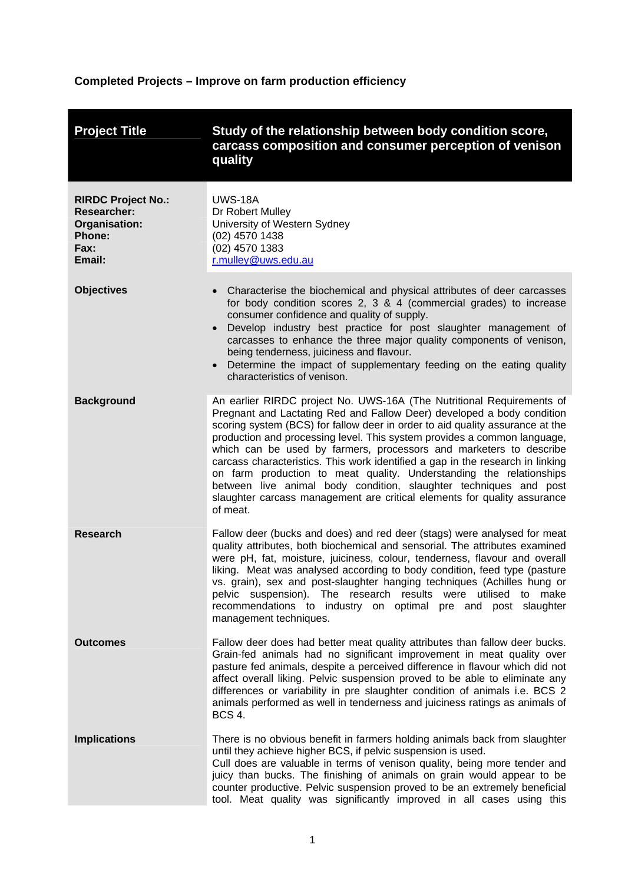**Completed Projects – Improve on farm production efficiency**

| **Project Title** | **Study of the relationship between body condition score, carcass composition and consumer perception of venison quality** |
|---|---|
| **RIRDC Project No.:**<br>**Researcher:**<br>**Organisation:**<br>**Phone:**<br>**Fax:**<br>**Email:** | UWS-18A<br>Dr Robert Mulley<br>University of Western Sydney<br>(02) 4570 1438<br>(02) 4570 1383<br>r.mulley@uws.edu.au |
| **Objectives** | • Characterise the biochemical and physical attributes of deer carcasses for body condition scores 2, 3 & 4 (commercial grades) to increase consumer confidence and quality of supply.<br>• Develop industry best practice for post slaughter management of carcasses to enhance the three major quality components of venison, being tenderness, juiciness and flavour.<br>• Determine the impact of supplementary feeding on the eating quality characteristics of venison. |
| **Background** | An earlier RIRDC project No. UWS-16A (The Nutritional Requirements of Pregnant and Lactating Red and Fallow Deer) developed a body condition scoring system (BCS) for fallow deer in order to aid quality assurance at the production and processing level. This system provides a common language, which can be used by farmers, processors and marketers to describe carcass characteristics. This work identified a gap in the research in linking on farm production to meat quality. Understanding the relationships between live animal body condition, slaughter techniques and post slaughter carcass management are critical elements for quality assurance of meat. |
| **Research** | Fallow deer (bucks and does) and red deer (stags) were analysed for meat quality attributes, both biochemical and sensorial. The attributes examined were pH, fat, moisture, juiciness, colour, tenderness, flavour and overall liking. Meat was analysed according to body condition, feed type (pasture vs. grain), sex and post-slaughter hanging techniques (Achilles hung or pelvic suspension). The research results were utilised to make recommendations to industry on optimal pre and post slaughter management techniques. |
| **Outcomes** | Fallow deer does had better meat quality attributes than fallow deer bucks. Grain-fed animals had no significant improvement in meat quality over pasture fed animals, despite a perceived difference in flavour which did not affect overall liking. Pelvic suspension proved to be able to eliminate any differences or variability in pre slaughter condition of animals i.e. BCS 2 animals performed as well in tenderness and juiciness ratings as animals of BCS 4. |
| **Implications** | There is no obvious benefit in farmers holding animals back from slaughter until they achieve higher BCS, if pelvic suspension is used.<br>Cull does are valuable in terms of venison quality, being more tender and juicy than bucks. The finishing of animals on grain would appear to be counter productive. Pelvic suspension proved to be an extremely beneficial tool. Meat quality was significantly improved in all cases using this |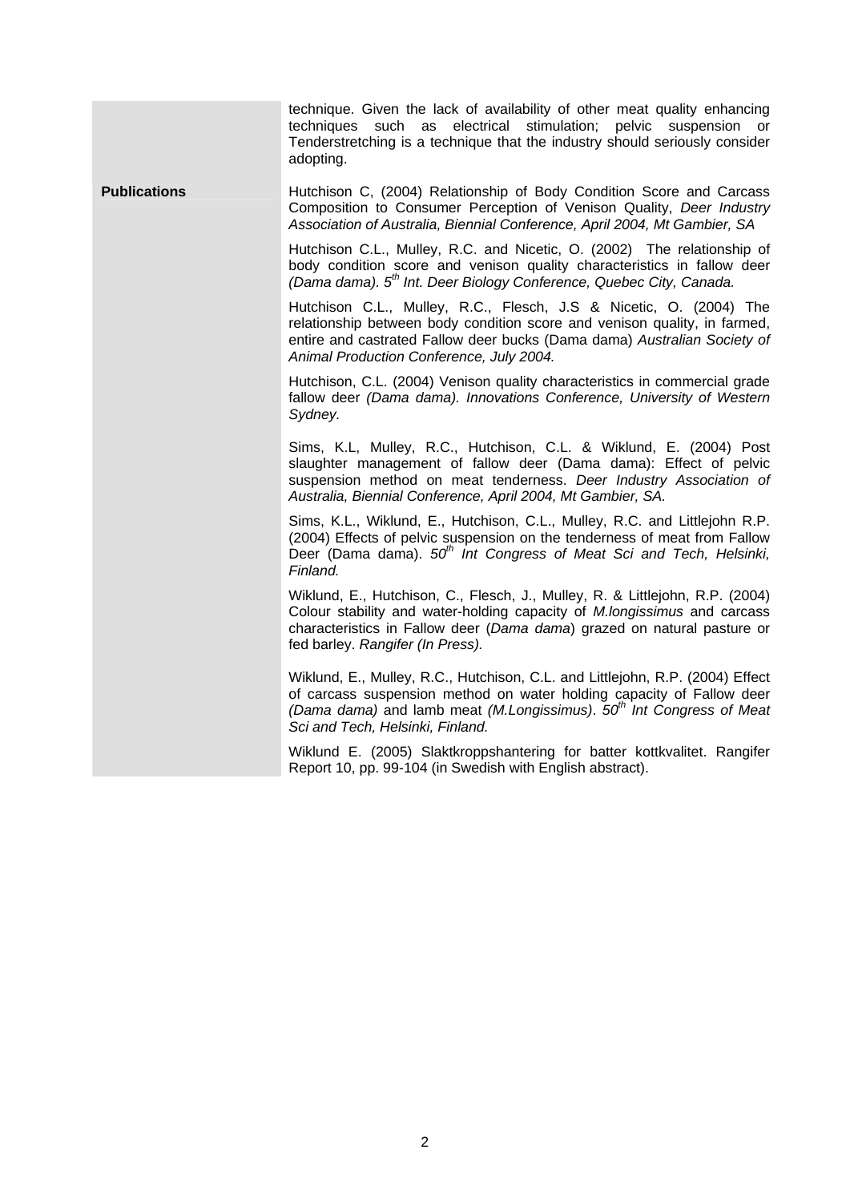technique. Given the lack of availability of other meat quality enhancing techniques such as electrical stimulation; pelvic suspension or Tenderstretching is a technique that the industry should seriously consider adopting.

**Publications**

Hutchison C, (2004) Relationship of Body Condition Score and Carcass Composition to Consumer Perception of Venison Quality, *Deer Industry Association of Australia, Biennial Conference, April 2004, Mt Gambier, SA*

Hutchison C.L., Mulley, R.C. and Nicetic, O. (2002) The relationship of body condition score and venison quality characteristics in fallow deer *(Dama dama). 5th Int. Deer Biology Conference, Quebec City, Canada.*

Hutchison C.L., Mulley, R.C., Flesch, J.S & Nicetic, O. (2004) The relationship between body condition score and venison quality, in farmed, entire and castrated Fallow deer bucks (Dama dama) *Australian Society of Animal Production Conference, July 2004.*

Hutchison, C.L. (2004) Venison quality characteristics in commercial grade fallow deer *(Dama dama). Innovations Conference, University of Western Sydney.*

Sims, K.L, Mulley, R.C., Hutchison, C.L. & Wiklund, E. (2004) Post slaughter management of fallow deer (Dama dama): Effect of pelvic suspension method on meat tenderness. *Deer Industry Association of Australia, Biennial Conference, April 2004, Mt Gambier, SA.*

Sims, K.L., Wiklund, E., Hutchison, C.L., Mulley, R.C. and Littlejohn R.P. (2004) Effects of pelvic suspension on the tenderness of meat from Fallow Deer (Dama dama). *50th Int Congress of Meat Sci and Tech, Helsinki, Finland.*

Wiklund, E., Hutchison, C., Flesch, J., Mulley, R. & Littlejohn, R.P. (2004) Colour stability and water-holding capacity of *M.longissimus* and carcass characteristics in Fallow deer (*Dama dama*) grazed on natural pasture or fed barley. *Rangifer (In Press).*

Wiklund, E., Mulley, R.C., Hutchison, C.L. and Littlejohn, R.P. (2004) Effect of carcass suspension method on water holding capacity of Fallow deer *(Dama dama)* and lamb meat *(M.Longissimus)*. *50th Int Congress of Meat Sci and Tech, Helsinki, Finland.*

Wiklund E. (2005) Slaktkroppshantering for batter kottkvalitet. Rangifer Report 10, pp. 99-104 (in Swedish with English abstract).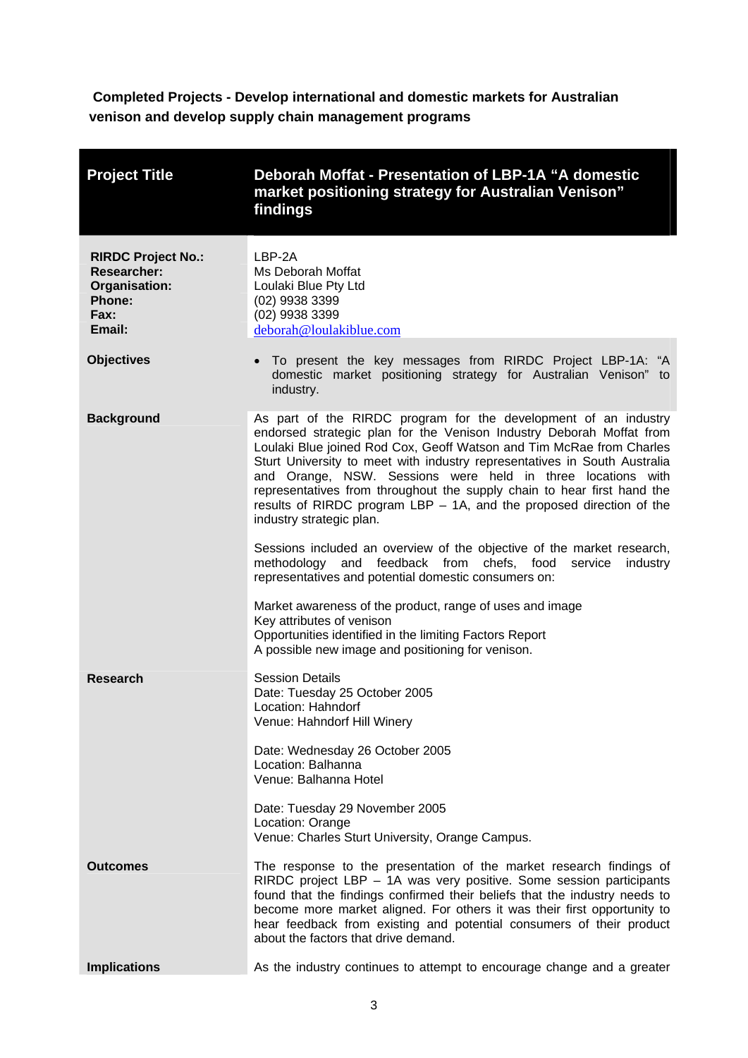**Completed Projects - Develop international and domestic markets for Australian venison and develop supply chain management programs**

| Project Title | Deborah Moffat - Presentation of LBP-1A "A domestic market positioning strategy for Australian Venison" findings |
|---|---|
| **RIRDC Project No.:**<br>**Researcher:**<br>**Organisation:**<br>**Phone:**<br>**Fax:**<br>**Email:** | LBP-2A<br>Ms Deborah Moffat<br>Loulaki Blue Pty Ltd<br>(02) 9938 3399<br>(02) 9938 3399<br>deborah@loulakiblue.com |
| **Objectives** | • To present the key messages from RIRDC Project LBP-1A: "A domestic market positioning strategy for Australian Venison" to industry. |
| **Background** | As part of the RIRDC program for the development of an industry endorsed strategic plan for the Venison Industry Deborah Moffat from Loulaki Blue joined Rod Cox, Geoff Watson and Tim McRae from Charles Sturt University to meet with industry representatives in South Australia and Orange, NSW. Sessions were held in three locations with representatives from throughout the supply chain to hear first hand the results of RIRDC program LBP – 1A, and the proposed direction of the industry strategic plan.<br><br>Sessions included an overview of the objective of the market research, methodology and feedback from chefs, food service industry representatives and potential domestic consumers on:<br><br>Market awareness of the product, range of uses and image<br>Key attributes of venison<br>Opportunities identified in the limiting Factors Report<br>A possible new image and positioning for venison. |
| **Research** | Session Details<br>Date: Tuesday 25 October 2005<br>Location: Hahndorf<br>Venue: Hahndorf Hill Winery<br><br>Date: Wednesday 26 October 2005<br>Location: Balhanna<br>Venue: Balhanna Hotel<br><br>Date: Tuesday 29 November 2005<br>Location: Orange<br>Venue: Charles Sturt University, Orange Campus. |
| **Outcomes** | The response to the presentation of the market research findings of RIRDC project LBP – 1A was very positive. Some session participants found that the findings confirmed their beliefs that the industry needs to become more market aligned. For others it was their first opportunity to hear feedback from existing and potential consumers of their product about the factors that drive demand. |
| **Implications** | As the industry continues to attempt to encourage change and a greater |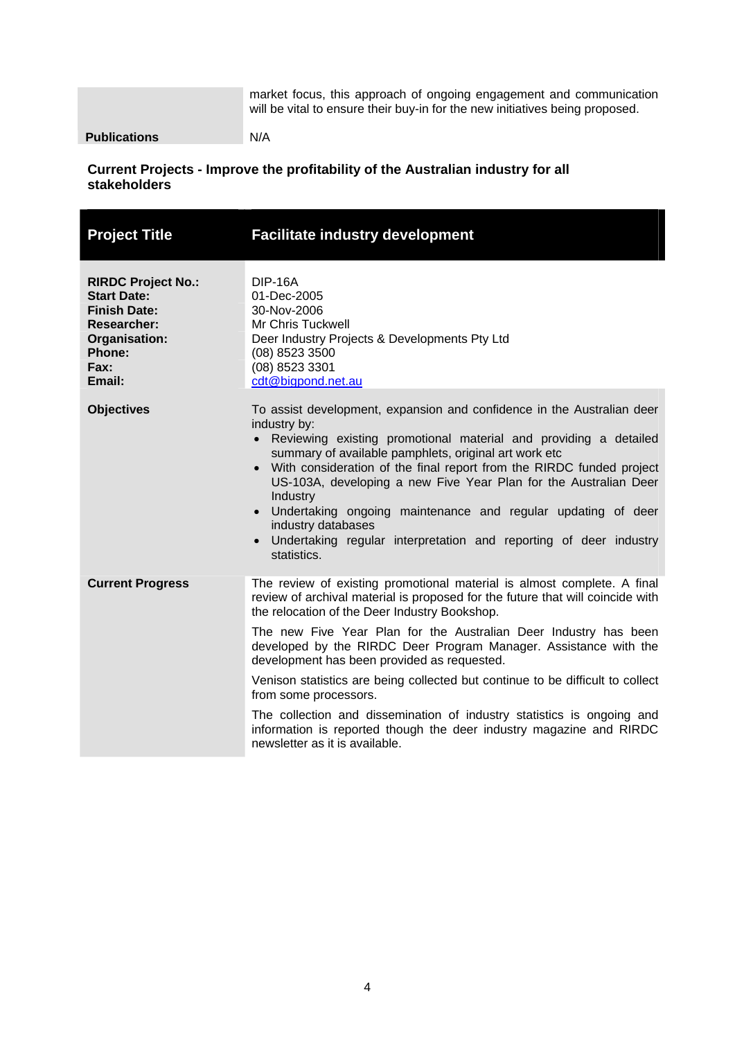| | |
|---|---|
| | market focus, this approach of ongoing engagement and communication will be vital to ensure their buy-in for the new initiatives being proposed. |
| **Publications** | N/A |

**Current Projects - Improve the profitability of the Australian industry for all stakeholders**

| **Project Title** | **Facilitate industry development** |
|---|---|
| **RIRDC Project No.:**<br>**Start Date:**<br>**Finish Date:**<br>**Researcher:**<br>**Organisation:**<br>**Phone:**<br>**Fax:**<br>**Email:** | DIP-16A<br>01-Dec-2005<br>30-Nov-2006<br>Mr Chris Tuckwell<br>Deer Industry Projects & Developments Pty Ltd<br>(08) 8523 3500<br>(08) 8523 3301<br>cdt@bigpond.net.au |
| **Objectives** | To assist development, expansion and confidence in the Australian deer industry by:<br>• Reviewing existing promotional material and providing a detailed summary of available pamphlets, original art work etc<br>• With consideration of the final report from the RIRDC funded project US-103A, developing a new Five Year Plan for the Australian Deer Industry<br>• Undertaking ongoing maintenance and regular updating of deer industry databases<br>• Undertaking regular interpretation and reporting of deer industry statistics. |
| **Current Progress** | The review of existing promotional material is almost complete. A final review of archival material is proposed for the future that will coincide with the relocation of the Deer Industry Bookshop.<br><br>The new Five Year Plan for the Australian Deer Industry has been developed by the RIRDC Deer Program Manager. Assistance with the development has been provided as requested.<br><br>Venison statistics are being collected but continue to be difficult to collect from some processors.<br><br>The collection and dissemination of industry statistics is ongoing and information is reported though the deer industry magazine and RIRDC newsletter as it is available. |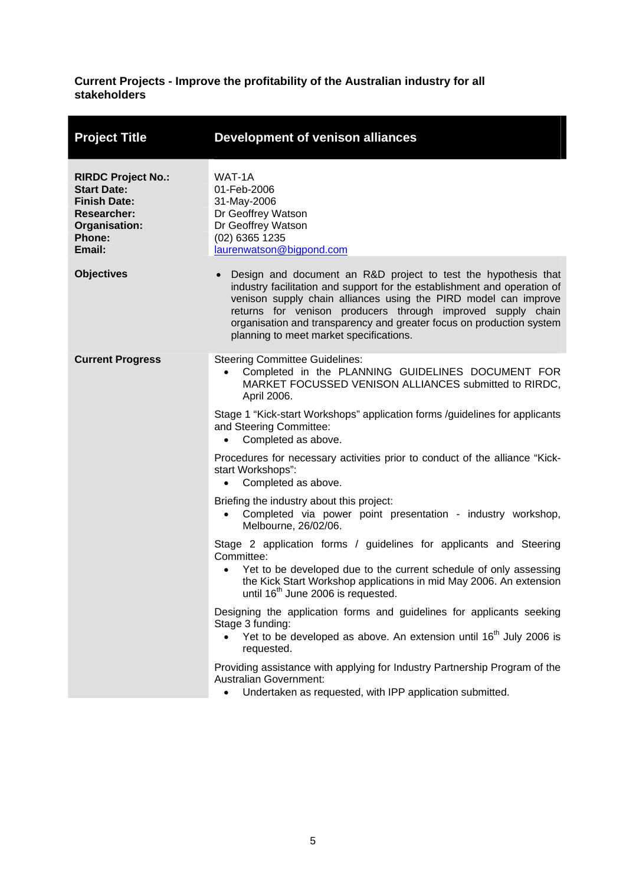**Current Projects - Improve the profitability of the Australian industry for all stakeholders**

| **Project Title** | **Development of venison alliances** |
|---|---|
| **RIRDC Project No.:**<br>**Start Date:**<br>**Finish Date:**<br>**Researcher:**<br>**Organisation:**<br>**Phone:**<br>**Email:** | WAT-1A<br>01-Feb-2006<br>31-May-2006<br>Dr Geoffrey Watson<br>Dr Geoffrey Watson<br>(02) 6365 1235<br>laurenwatson@bigpond.com |
| **Objectives** | • Design and document an R&D project to test the hypothesis that industry facilitation and support for the establishment and operation of venison supply chain alliances using the PIRD model can improve returns for venison producers through improved supply chain organisation and transparency and greater focus on production system planning to meet market specifications. |
| **Current Progress** | Steering Committee Guidelines:<br>• Completed in the PLANNING GUIDELINES DOCUMENT FOR MARKET FOCUSSED VENISON ALLIANCES submitted to RIRDC, April 2006.<br><br>Stage 1 "Kick-start Workshops" application forms /guidelines for applicants and Steering Committee:<br>• Completed as above.<br><br>Procedures for necessary activities prior to conduct of the alliance "Kick-start Workshops":<br>• Completed as above.<br><br>Briefing the industry about this project:<br>• Completed via power point presentation - industry workshop, Melbourne, 26/02/06.<br><br>Stage 2 application forms / guidelines for applicants and Steering Committee:<br>• Yet to be developed due to the current schedule of only assessing the Kick Start Workshop applications in mid May 2006. An extension until 16th June 2006 is requested.<br><br>Designing the application forms and guidelines for applicants seeking Stage 3 funding:<br>• Yet to be developed as above. An extension until 16th July 2006 is requested.<br><br>Providing assistance with applying for Industry Partnership Program of the Australian Government:<br>• Undertaken as requested, with IPP application submitted. |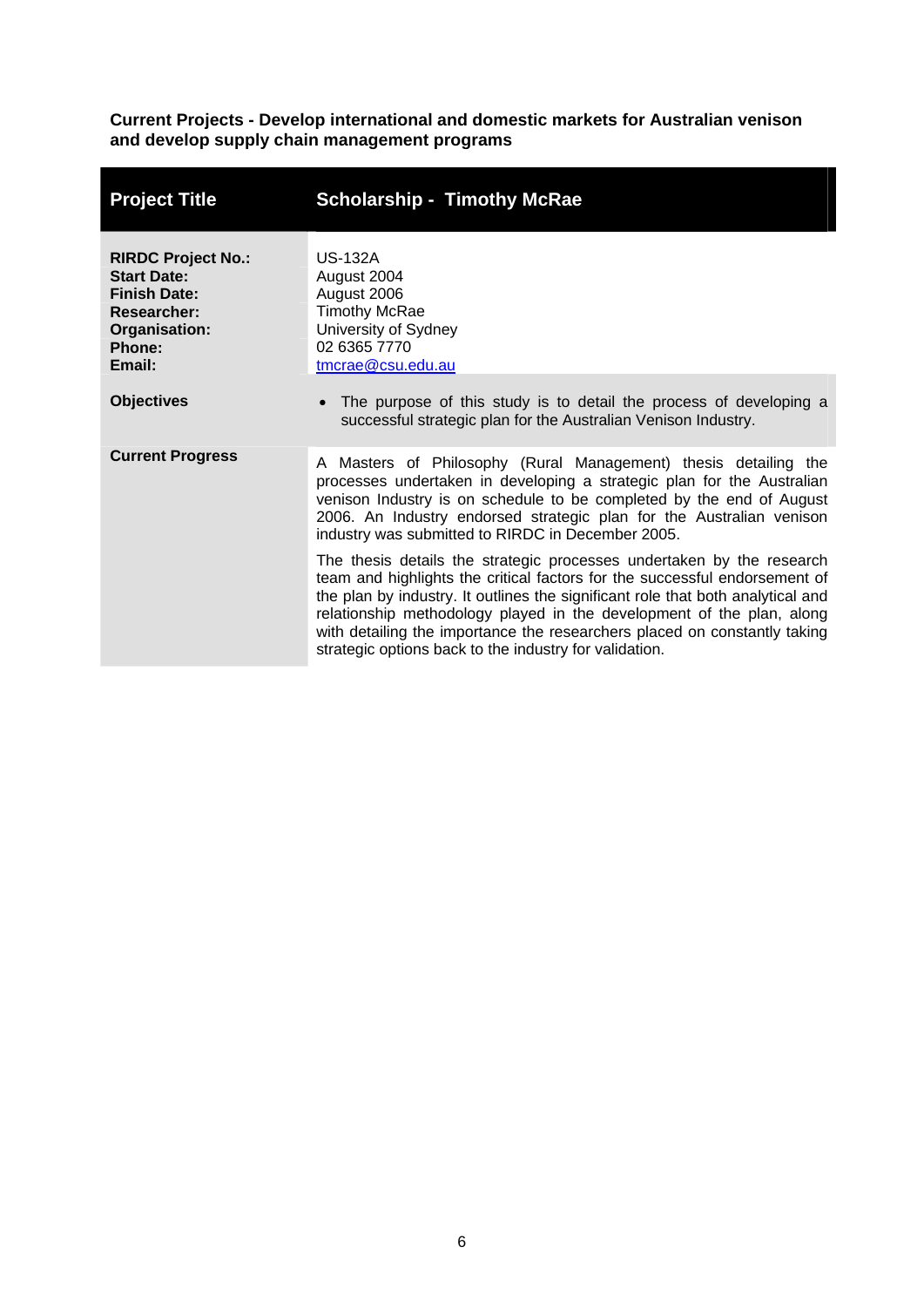**Current Projects - Develop international and domestic markets for Australian venison and develop supply chain management programs**

| Project Title | Scholarship - Timothy McRae |
|---|---|
| **RIRDC Project No.:**<br>**Start Date:**<br>**Finish Date:**<br>**Researcher:**<br>**Organisation:**<br>**Phone:**<br>**Email:** | US-132A<br>August 2004<br>August 2006<br>Timothy McRae<br>University of Sydney<br>02 6365 7770<br>tmcrae@csu.edu.au |
| **Objectives** | • The purpose of this study is to detail the process of developing a successful strategic plan for the Australian Venison Industry. |
| **Current Progress** | A Masters of Philosophy (Rural Management) thesis detailing the processes undertaken in developing a strategic plan for the Australian venison Industry is on schedule to be completed by the end of August 2006. An Industry endorsed strategic plan for the Australian venison industry was submitted to RIRDC in December 2005.<br><br>The thesis details the strategic processes undertaken by the research team and highlights the critical factors for the successful endorsement of the plan by industry. It outlines the significant role that both analytical and relationship methodology played in the development of the plan, along with detailing the importance the researchers placed on constantly taking strategic options back to the industry for validation. |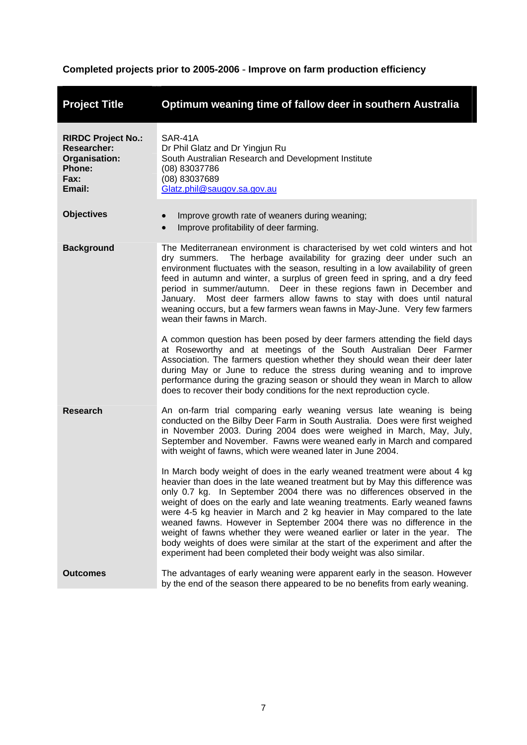## Completed projects prior to 2005-2006 - Improve on farm production efficiency

| Project Title | Optimum weaning time of fallow deer in southern Australia |
|---|---|
| **RIRDC Project No.:**<br>**Researcher:**<br>**Organisation:**<br>**Phone:**<br>**Fax:**<br>**Email:** | SAR-41A<br>Dr Phil Glatz and Dr Yingjun Ru<br>South Australian Research and Development Institute<br>(08) 83037786<br>(08) 83037689<br>Glatz.phil@saugov.sa.gov.au |
| **Objectives** | • Improve growth rate of weaners during weaning;<br>• Improve profitability of deer farming. |
| **Background** | The Mediterranean environment is characterised by wet cold winters and hot dry summers. The herbage availability for grazing deer under such an environment fluctuates with the season, resulting in a low availability of green feed in autumn and winter, a surplus of green feed in spring, and a dry feed period in summer/autumn. Deer in these regions fawn in December and January. Most deer farmers allow fawns to stay with does until natural weaning occurs, but a few farmers wean fawns in May-June. Very few farmers wean their fawns in March.<br><br>A common question has been posed by deer farmers attending the field days at Roseworthy and at meetings of the South Australian Deer Farmer Association. The farmers question whether they should wean their deer later during May or June to reduce the stress during weaning and to improve performance during the grazing season or should they wean in March to allow does to recover their body conditions for the next reproduction cycle. |
| **Research** | An on-farm trial comparing early weaning versus late weaning is being conducted on the Bilby Deer Farm in South Australia. Does were first weighed in November 2003. During 2004 does were weighed in March, May, July, September and November. Fawns were weaned early in March and compared with weight of fawns, which were weaned later in June 2004.<br><br>In March body weight of does in the early weaned treatment were about 4 kg heavier than does in the late weaned treatment but by May this difference was only 0.7 kg. In September 2004 there was no differences observed in the weight of does on the early and late weaning treatments. Early weaned fawns were 4-5 kg heavier in March and 2 kg heavier in May compared to the late weaned fawns. However in September 2004 there was no difference in the weight of fawns whether they were weaned earlier or later in the year. The body weights of does were similar at the start of the experiment and after the experiment had been completed their body weight was also similar. |
| **Outcomes** | The advantages of early weaning were apparent early in the season. However by the end of the season there appeared to be no benefits from early weaning. |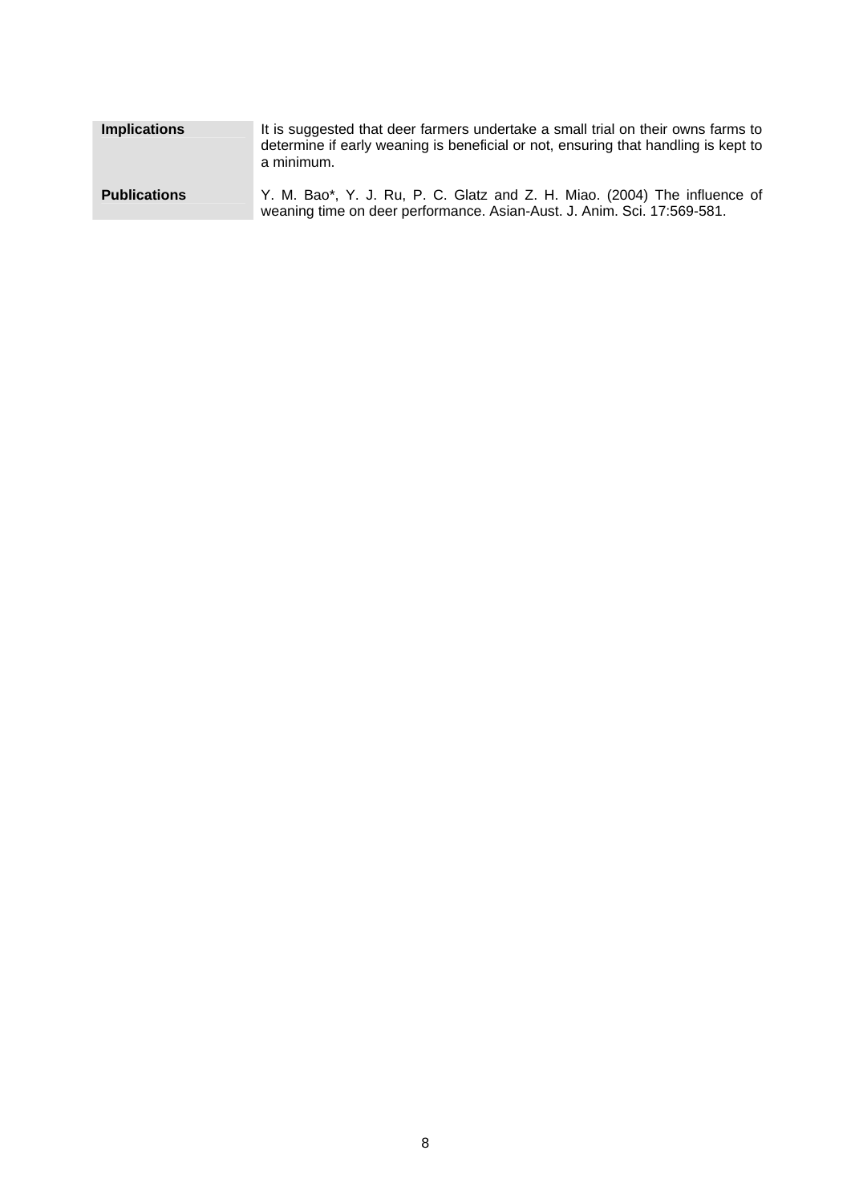| | |
|---|---|
| **Implications** | It is suggested that deer farmers undertake a small trial on their owns farms to determine if early weaning is beneficial or not, ensuring that handling is kept to a minimum. |
| **Publications** | Y. M. Bao*, Y. J. Ru, P. C. Glatz and Z. H. Miao. (2004) The influence of weaning time on deer performance. Asian-Aust. J. Anim. Sci. 17:569-581. |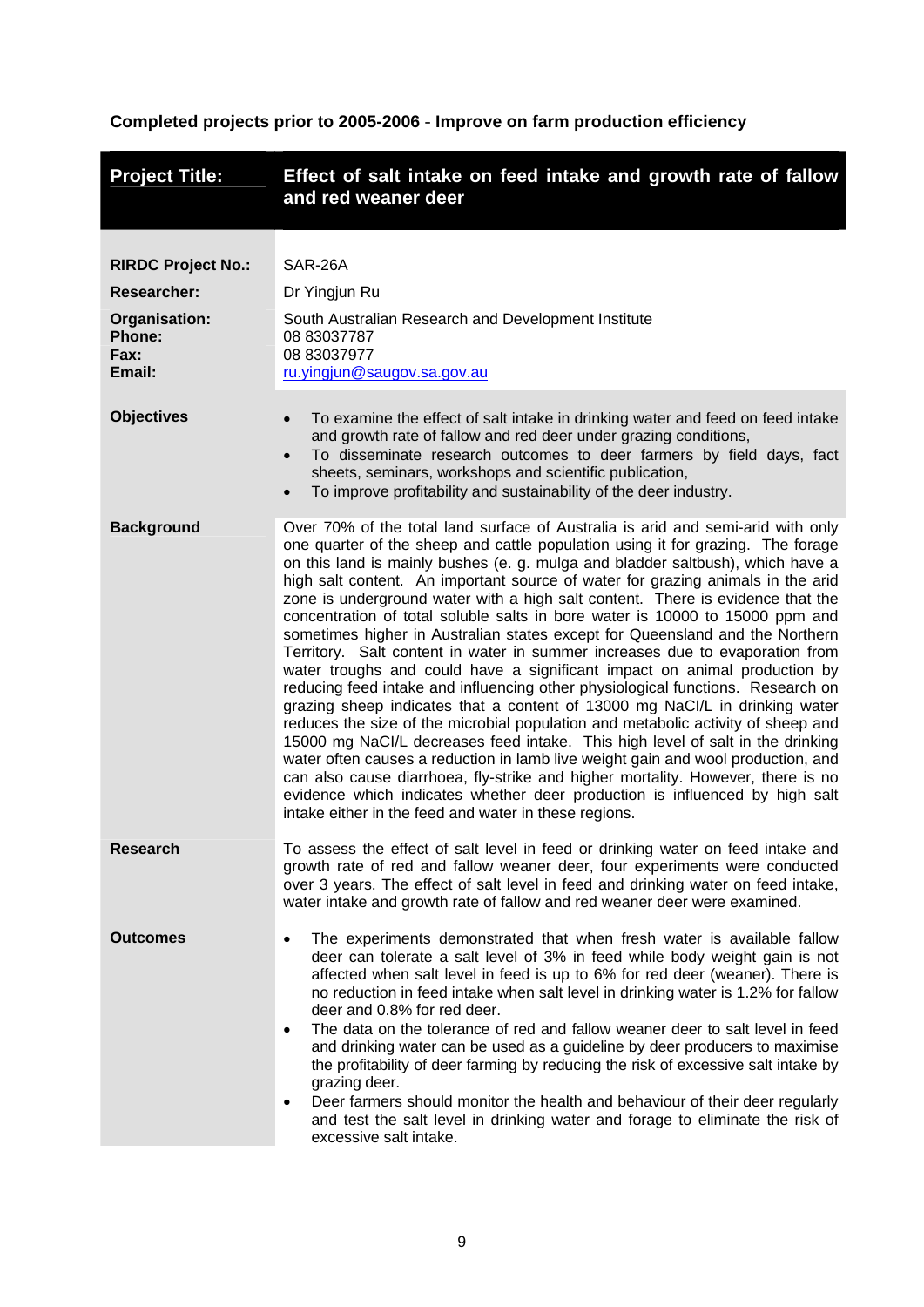**Completed projects prior to 2005-2006 - Improve on farm production efficiency**

| **Project Title:** | **Effect of salt intake on feed intake and growth rate of fallow and red weaner deer** |
|---|---|
| **RIRDC Project No.:** | SAR-26A |
| **Researcher:** | Dr Yingjun Ru |
| **Organisation:**<br>**Phone:**<br>**Fax:**<br>**Email:** | South Australian Research and Development Institute<br>08 83037787<br>08 83037977<br>ru.yingjun@saugov.sa.gov.au |
| **Objectives** | • To examine the effect of salt intake in drinking water and feed on feed intake and growth rate of fallow and red deer under grazing conditions,<br>• To disseminate research outcomes to deer farmers by field days, fact sheets, seminars, workshops and scientific publication,<br>• To improve profitability and sustainability of the deer industry. |
| **Background** | Over 70% of the total land surface of Australia is arid and semi-arid with only one quarter of the sheep and cattle population using it for grazing. The forage on this land is mainly bushes (e. g. mulga and bladder saltbush), which have a high salt content. An important source of water for grazing animals in the arid zone is underground water with a high salt content. There is evidence that the concentration of total soluble salts in bore water is 10000 to 15000 ppm and sometimes higher in Australian states except for Queensland and the Northern Territory. Salt content in water in summer increases due to evaporation from water troughs and could have a significant impact on animal production by reducing feed intake and influencing other physiological functions. Research on grazing sheep indicates that a content of 13000 mg NaCl/L in drinking water reduces the size of the microbial population and metabolic activity of sheep and 15000 mg NaCl/L decreases feed intake. This high level of salt in the drinking water often causes a reduction in lamb live weight gain and wool production, and can also cause diarrhoea, fly-strike and higher mortality. However, there is no evidence which indicates whether deer production is influenced by high salt intake either in the feed and water in these regions. |
| **Research** | To assess the effect of salt level in feed or drinking water on feed intake and growth rate of red and fallow weaner deer, four experiments were conducted over 3 years. The effect of salt level in feed and drinking water on feed intake, water intake and growth rate of fallow and red weaner deer were examined. |
| **Outcomes** | • The experiments demonstrated that when fresh water is available fallow deer can tolerate a salt level of 3% in feed while body weight gain is not affected when salt level in feed is up to 6% for red deer (weaner). There is no reduction in feed intake when salt level in drinking water is 1.2% for fallow deer and 0.8% for red deer.<br>• The data on the tolerance of red and fallow weaner deer to salt level in feed and drinking water can be used as a guideline by deer producers to maximise the profitability of deer farming by reducing the risk of excessive salt intake by grazing deer.<br>• Deer farmers should monitor the health and behaviour of their deer regularly and test the salt level in drinking water and forage to eliminate the risk of excessive salt intake. |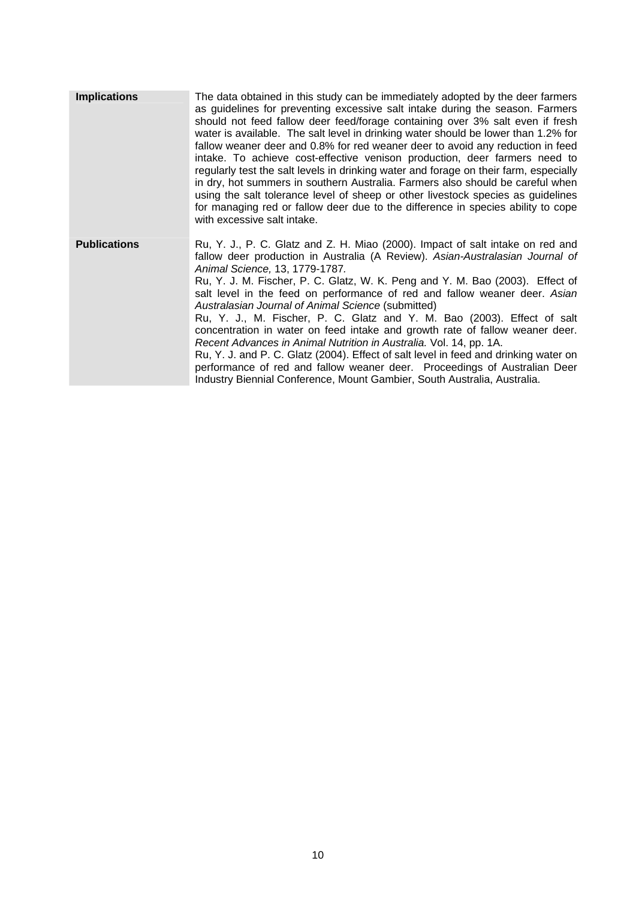| | |
|---|---|
| **Implications** | The data obtained in this study can be immediately adopted by the deer farmers as guidelines for preventing excessive salt intake during the season. Farmers should not feed fallow deer feed/forage containing over 3% salt even if fresh water is available. The salt level in drinking water should be lower than 1.2% for fallow weaner deer and 0.8% for red weaner deer to avoid any reduction in feed intake. To achieve cost-effective venison production, deer farmers need to regularly test the salt levels in drinking water and forage on their farm, especially in dry, hot summers in southern Australia. Farmers also should be careful when using the salt tolerance level of sheep or other livestock species as guidelines for managing red or fallow deer due to the difference in species ability to cope with excessive salt intake. |
| **Publications** | Ru, Y. J., P. C. Glatz and Z. H. Miao (2000). Impact of salt intake on red and fallow deer production in Australia (A Review). *Asian-Australasian Journal of Animal Science,* 13, 1779-1787.<br>Ru, Y. J. M. Fischer, P. C. Glatz, W. K. Peng and Y. M. Bao (2003). Effect of salt level in the feed on performance of red and fallow weaner deer. *Asian Australasian Journal of Animal Science* (submitted)<br>Ru, Y. J., M. Fischer, P. C. Glatz and Y. M. Bao (2003). Effect of salt concentration in water on feed intake and growth rate of fallow weaner deer. *Recent Advances in Animal Nutrition in Australia.* Vol. 14, pp. 1A.<br>Ru, Y. J. and P. C. Glatz (2004). Effect of salt level in feed and drinking water on performance of red and fallow weaner deer. Proceedings of Australian Deer Industry Biennial Conference, Mount Gambier, South Australia, Australia. |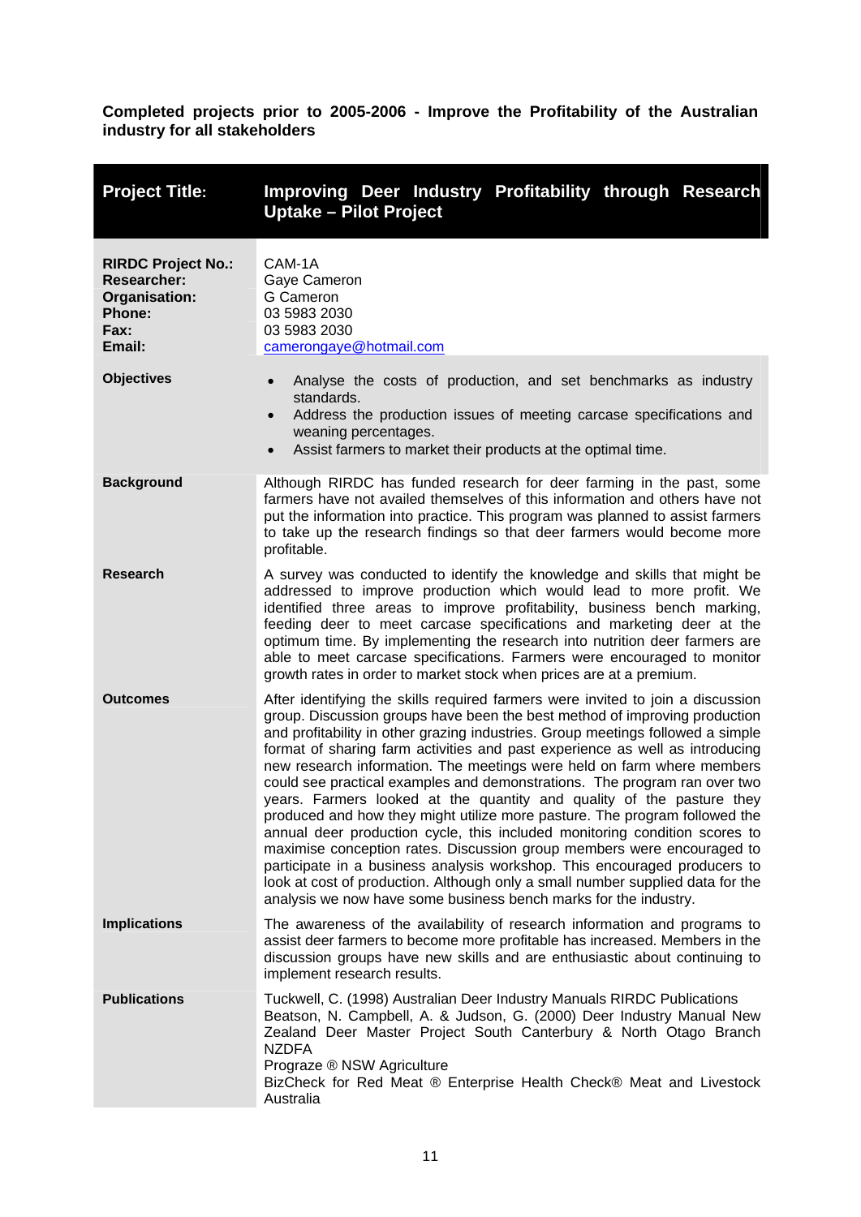**Completed projects prior to 2005-2006 - Improve the Profitability of the Australian industry for all stakeholders**

| **Project Title:** | **Improving Deer Industry Profitability through Research Uptake – Pilot Project** |
|---|---|
| **RIRDC Project No.:**<br>**Researcher:**<br>**Organisation:**<br>**Phone:**<br>**Fax:**<br>**Email:** | CAM-1A<br>Gaye Cameron<br>G Cameron<br>03 5983 2030<br>03 5983 2030<br>camerongaye@hotmail.com |
| **Objectives** | • Analyse the costs of production, and set benchmarks as industry standards.<br>• Address the production issues of meeting carcase specifications and weaning percentages.<br>• Assist farmers to market their products at the optimal time. |
| **Background** | Although RIRDC has funded research for deer farming in the past, some farmers have not availed themselves of this information and others have not put the information into practice. This program was planned to assist farmers to take up the research findings so that deer farmers would become more profitable. |
| **Research** | A survey was conducted to identify the knowledge and skills that might be addressed to improve production which would lead to more profit. We identified three areas to improve profitability, business bench marking, feeding deer to meet carcase specifications and marketing deer at the optimum time. By implementing the research into nutrition deer farmers are able to meet carcase specifications. Farmers were encouraged to monitor growth rates in order to market stock when prices are at a premium. |
| **Outcomes** | After identifying the skills required farmers were invited to join a discussion group. Discussion groups have been the best method of improving production and profitability in other grazing industries. Group meetings followed a simple format of sharing farm activities and past experience as well as introducing new research information. The meetings were held on farm where members could see practical examples and demonstrations. The program ran over two years. Farmers looked at the quantity and quality of the pasture they produced and how they might utilize more pasture. The program followed the annual deer production cycle, this included monitoring condition scores to maximise conception rates. Discussion group members were encouraged to participate in a business analysis workshop. This encouraged producers to look at cost of production. Although only a small number supplied data for the analysis we now have some business bench marks for the industry. |
| **Implications** | The awareness of the availability of research information and programs to assist deer farmers to become more profitable has increased. Members in the discussion groups have new skills and are enthusiastic about continuing to implement research results. |
| **Publications** | Tuckwell, C. (1998) Australian Deer Industry Manuals RIRDC Publications<br>Beatson, N. Campbell, A. & Judson, G. (2000) Deer Industry Manual New Zealand Deer Master Project South Canterbury & North Otago Branch NZDFA<br>Prograze ® NSW Agriculture<br>BizCheck for Red Meat ® Enterprise Health Check® Meat and Livestock Australia |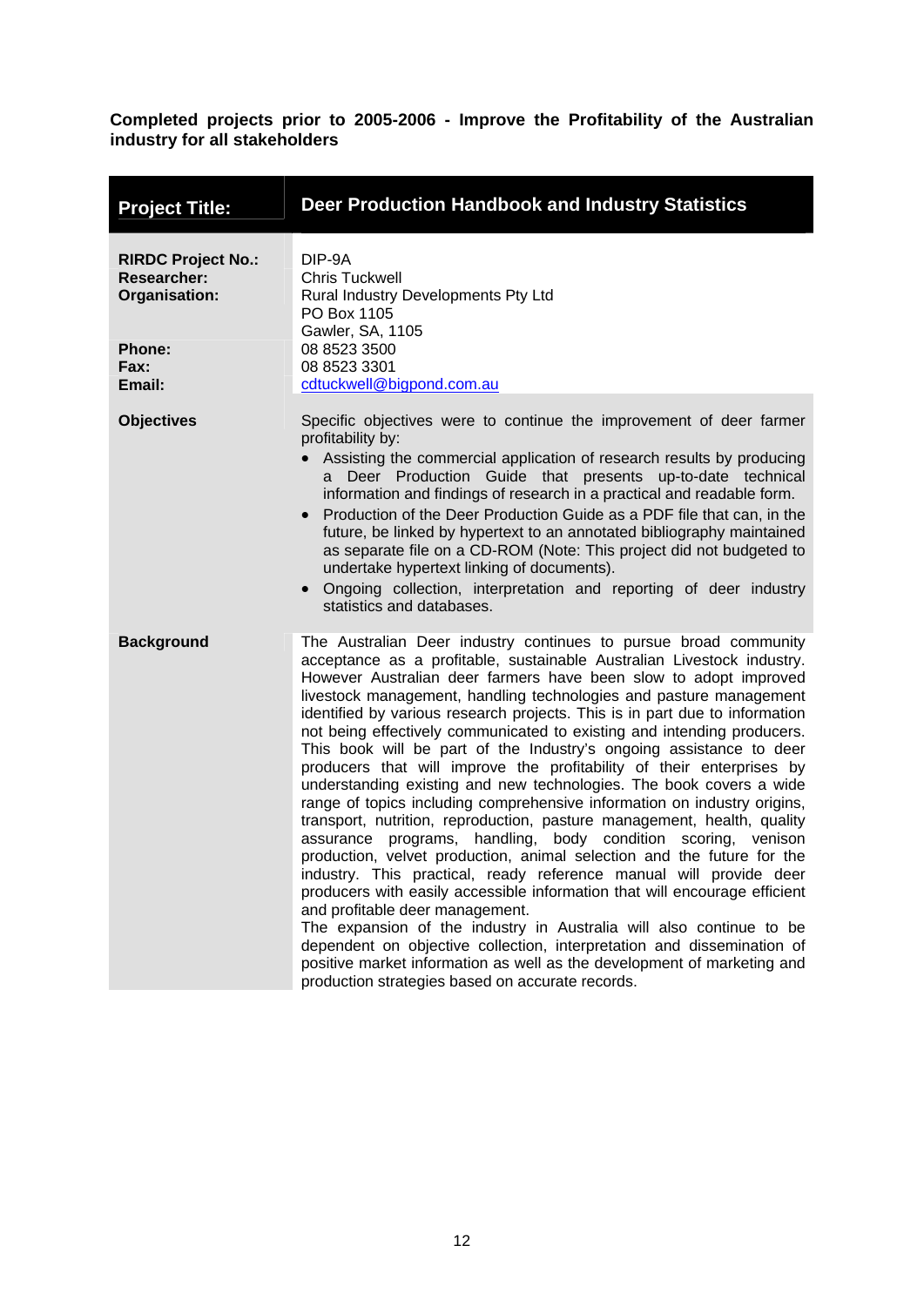**Completed projects prior to 2005-2006 - Improve the Profitability of the Australian industry for all stakeholders**

| **Project Title:** | **Deer Production Handbook and Industry Statistics** |
| --- | --- |
| **RIRDC Project No.:** | DIP-9A |
| **Researcher:** | Chris Tuckwell |
| **Organisation:** | Rural Industry Developments Pty Ltd<br>PO Box 1105<br>Gawler, SA, 1105 |
| **Phone:** | 08 8523 3500 |
| **Fax:** | 08 8523 3301 |
| **Email:** | cdtuckwell@bigpond.com.au |
| **Objectives** | Specific objectives were to continue the improvement of deer farmer profitability by:<br>• Assisting the commercial application of research results by producing a Deer Production Guide that presents up-to-date technical information and findings of research in a practical and readable form.<br>• Production of the Deer Production Guide as a PDF file that can, in the future, be linked by hypertext to an annotated bibliography maintained as separate file on a CD-ROM (Note: This project did not budgeted to undertake hypertext linking of documents).<br>• Ongoing collection, interpretation and reporting of deer industry statistics and databases. |
| **Background** | The Australian Deer industry continues to pursue broad community acceptance as a profitable, sustainable Australian Livestock industry. However Australian deer farmers have been slow to adopt improved livestock management, handling technologies and pasture management identified by various research projects. This is in part due to information not being effectively communicated to existing and intending producers. This book will be part of the Industry's ongoing assistance to deer producers that will improve the profitability of their enterprises by understanding existing and new technologies. The book covers a wide range of topics including comprehensive information on industry origins, transport, nutrition, reproduction, pasture management, health, quality assurance programs, handling, body condition scoring, venison production, velvet production, animal selection and the future for the industry. This practical, ready reference manual will provide deer producers with easily accessible information that will encourage efficient and profitable deer management.<br>The expansion of the industry in Australia will also continue to be dependent on objective collection, interpretation and dissemination of positive market information as well as the development of marketing and production strategies based on accurate records. |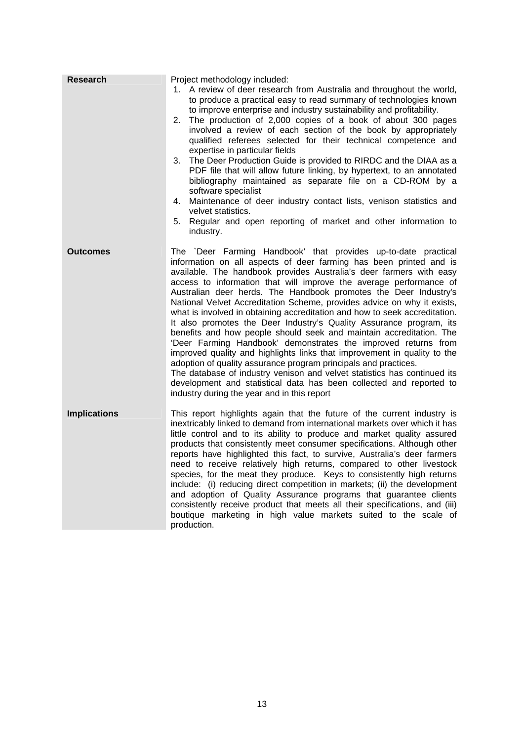| | |
|---|---|
| **Research** | Project methodology included:<br>1. A review of deer research from Australia and throughout the world, to produce a practical easy to read summary of technologies known to improve enterprise and industry sustainability and profitability.<br>2. The production of 2,000 copies of a book of about 300 pages involved a review of each section of the book by appropriately qualified referees selected for their technical competence and expertise in particular fields<br>3. The Deer Production Guide is provided to RIRDC and the DIAA as a PDF file that will allow future linking, by hypertext, to an annotated bibliography maintained as separate file on a CD-ROM by a software specialist<br>4. Maintenance of deer industry contact lists, venison statistics and velvet statistics.<br>5. Regular and open reporting of market and other information to industry. |
| **Outcomes** | The `Deer Farming Handbook' that provides up-to-date practical information on all aspects of deer farming has been printed and is available. The handbook provides Australia's deer farmers with easy access to information that will improve the average performance of Australian deer herds. The Handbook promotes the Deer Industry's National Velvet Accreditation Scheme, provides advice on why it exists, what is involved in obtaining accreditation and how to seek accreditation. It also promotes the Deer Industry's Quality Assurance program, its benefits and how people should seek and maintain accreditation. The 'Deer Farming Handbook' demonstrates the improved returns from improved quality and highlights links that improvement in quality to the adoption of quality assurance program principals and practices.<br>The database of industry venison and velvet statistics has continued its development and statistical data has been collected and reported to industry during the year and in this report |
| **Implications** | This report highlights again that the future of the current industry is inextricably linked to demand from international markets over which it has little control and to its ability to produce and market quality assured products that consistently meet consumer specifications. Although other reports have highlighted this fact, to survive, Australia's deer farmers need to receive relatively high returns, compared to other livestock species, for the meat they produce. Keys to consistently high returns include: (i) reducing direct competition in markets; (ii) the development and adoption of Quality Assurance programs that guarantee clients consistently receive product that meets all their specifications, and (iii) boutique marketing in high value markets suited to the scale of production. |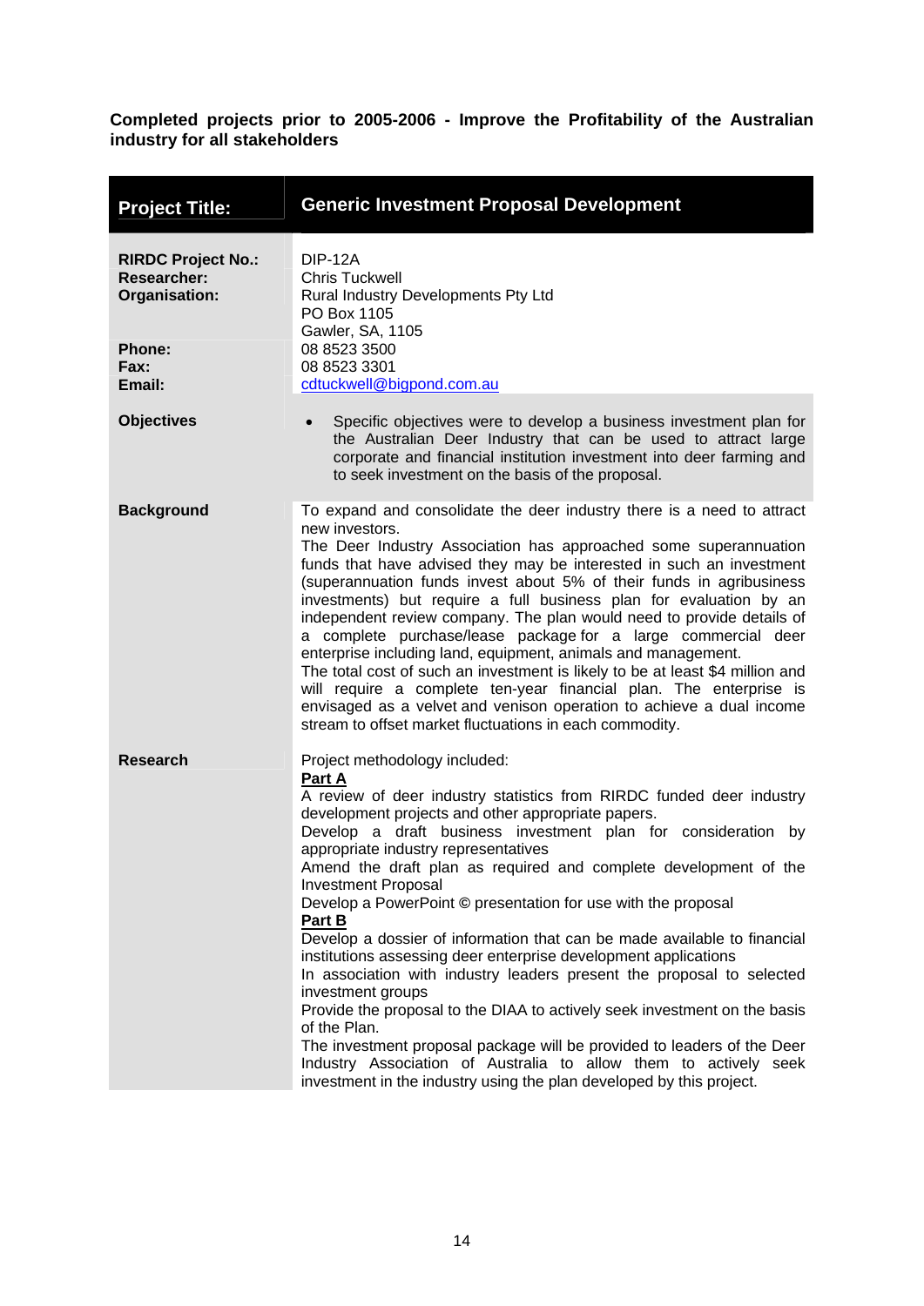**Completed projects prior to 2005-2006 - Improve the Profitability of the Australian industry for all stakeholders**

| **Project Title:** | **Generic Investment Proposal Development** |
|---|---|
| **RIRDC Project No.:** | DIP-12A |
| **Researcher:** | Chris Tuckwell |
| **Organisation:** | Rural Industry Developments Pty Ltd<br>PO Box 1105<br>Gawler, SA, 1105 |
| **Phone:** | 08 8523 3500 |
| **Fax:** | 08 8523 3301 |
| **Email:** | cdtuckwell@bigpond.com.au |
| **Objectives** | • Specific objectives were to develop a business investment plan for the Australian Deer Industry that can be used to attract large corporate and financial institution investment into deer farming and to seek investment on the basis of the proposal. |
| **Background** | To expand and consolidate the deer industry there is a need to attract new investors.<br>The Deer Industry Association has approached some superannuation funds that have advised they may be interested in such an investment (superannuation funds invest about 5% of their funds in agribusiness investments) but require a full business plan for evaluation by an independent review company. The plan would need to provide details of a complete purchase/lease package for a large commercial deer enterprise including land, equipment, animals and management.<br>The total cost of such an investment is likely to be at least $4 million and will require a complete ten-year financial plan. The enterprise is envisaged as a velvet and venison operation to achieve a dual income stream to offset market fluctuations in each commodity. |
| **Research** | Project methodology included:<br>**Part A**<br>A review of deer industry statistics from RIRDC funded deer industry development projects and other appropriate papers.<br>Develop a draft business investment plan for consideration by appropriate industry representatives<br>Amend the draft plan as required and complete development of the Investment Proposal<br>Develop a PowerPoint © presentation for use with the proposal<br>**Part B**<br>Develop a dossier of information that can be made available to financial institutions assessing deer enterprise development applications<br>In association with industry leaders present the proposal to selected investment groups<br>Provide the proposal to the DIAA to actively seek investment on the basis of the Plan.<br>The investment proposal package will be provided to leaders of the Deer Industry Association of Australia to allow them to actively seek investment in the industry using the plan developed by this project. |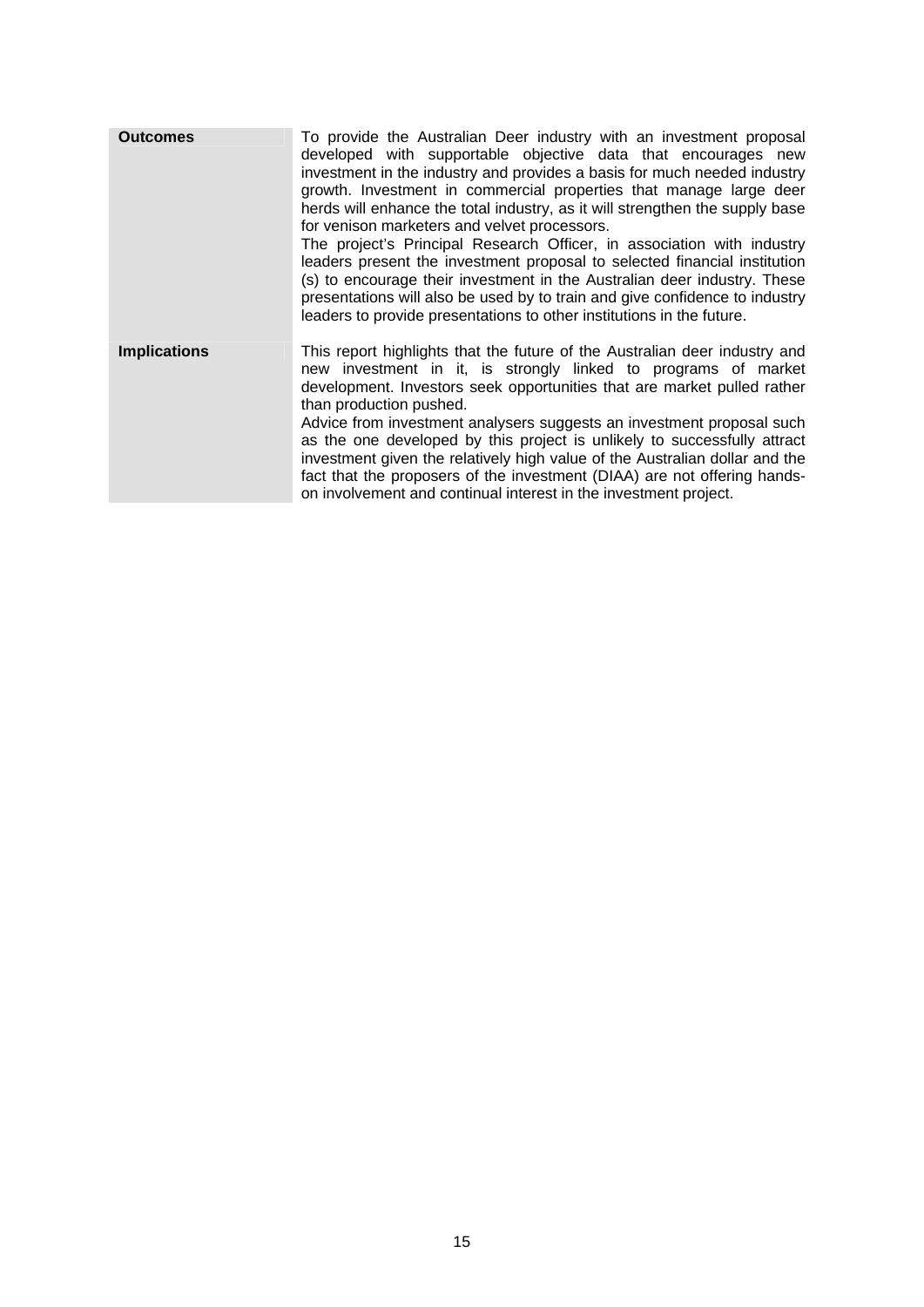| | |
|---|---|
| **Outcomes** | To provide the Australian Deer industry with an investment proposal developed with supportable objective data that encourages new investment in the industry and provides a basis for much needed industry growth. Investment in commercial properties that manage large deer herds will enhance the total industry, as it will strengthen the supply base for venison marketers and velvet processors.<br>The project's Principal Research Officer, in association with industry leaders present the investment proposal to selected financial institution (s) to encourage their investment in the Australian deer industry. These presentations will also be used by to train and give confidence to industry leaders to provide presentations to other institutions in the future. |
| **Implications** | This report highlights that the future of the Australian deer industry and new investment in it, is strongly linked to programs of market development. Investors seek opportunities that are market pulled rather than production pushed.<br>Advice from investment analysers suggests an investment proposal such as the one developed by this project is unlikely to successfully attract investment given the relatively high value of the Australian dollar and the fact that the proposers of the investment (DIAA) are not offering hands-on involvement and continual interest in the investment project. |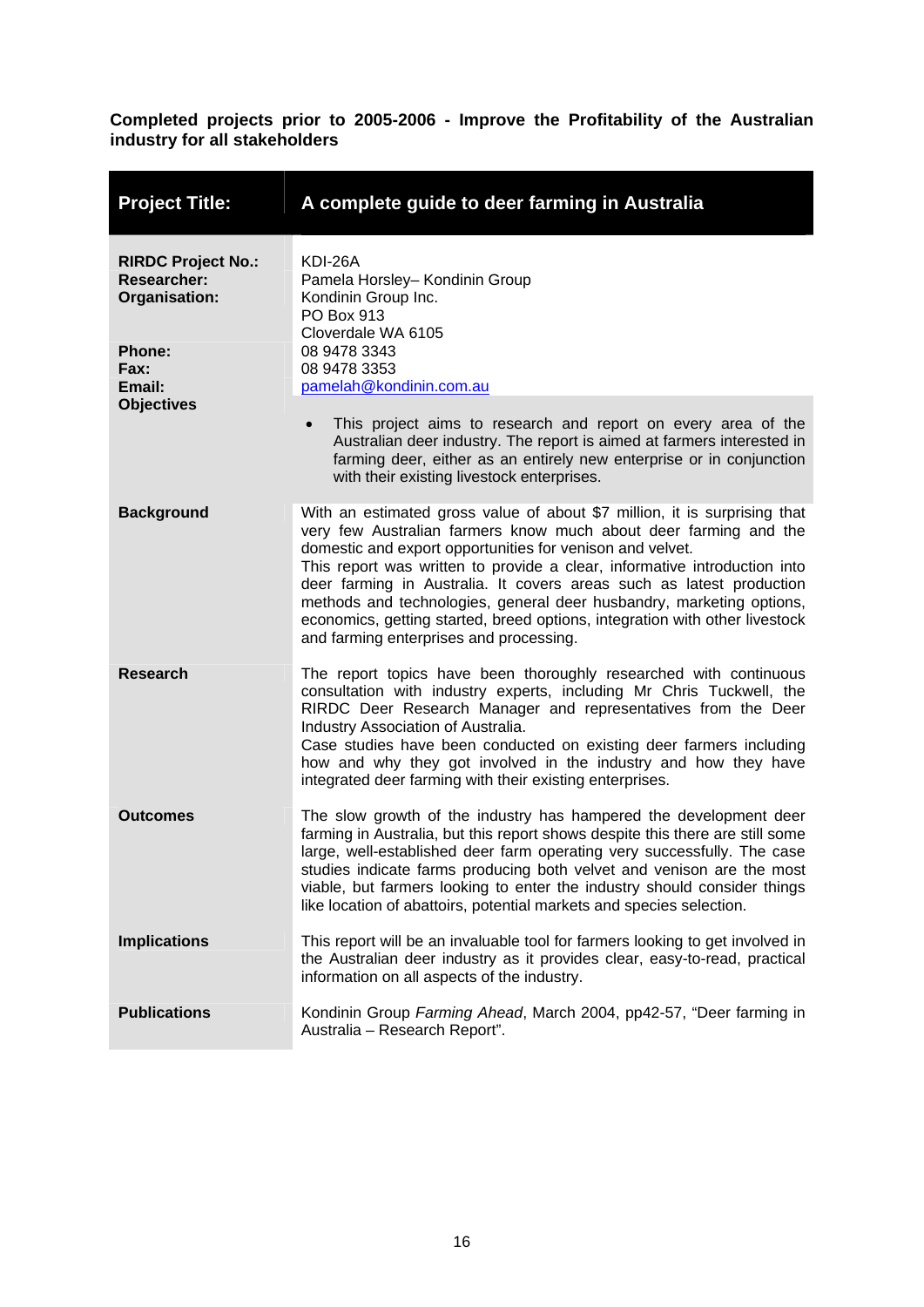**Completed projects prior to 2005-2006 - Improve the Profitability of the Australian industry for all stakeholders**

| **Project Title:** | **A complete guide to deer farming in Australia** |
|---|---|
| **RIRDC Project No.:**<br>**Researcher:**<br>**Organisation:**<br><br><br>**Phone:**<br>**Fax:**<br>**Email:** | KDI-26A<br>Pamela Horsley– Kondinin Group<br>Kondinin Group Inc.<br>PO Box 913<br>Cloverdale WA 6105<br>08 9478 3343<br>08 9478 3353<br>pamelah@kondinin.com.au |
| **Objectives** | • This project aims to research and report on every area of the Australian deer industry. The report is aimed at farmers interested in farming deer, either as an entirely new enterprise or in conjunction with their existing livestock enterprises. |
| **Background** | With an estimated gross value of about $7 million, it is surprising that very few Australian farmers know much about deer farming and the domestic and export opportunities for venison and velvet.<br>This report was written to provide a clear, informative introduction into deer farming in Australia. It covers areas such as latest production methods and technologies, general deer husbandry, marketing options, economics, getting started, breed options, integration with other livestock and farming enterprises and processing. |
| **Research** | The report topics have been thoroughly researched with continuous consultation with industry experts, including Mr Chris Tuckwell, the RIRDC Deer Research Manager and representatives from the Deer Industry Association of Australia.<br>Case studies have been conducted on existing deer farmers including how and why they got involved in the industry and how they have integrated deer farming with their existing enterprises. |
| **Outcomes** | The slow growth of the industry has hampered the development deer farming in Australia, but this report shows despite this there are still some large, well-established deer farm operating very successfully. The case studies indicate farms producing both velvet and venison are the most viable, but farmers looking to enter the industry should consider things like location of abattoirs, potential markets and species selection. |
| **Implications** | This report will be an invaluable tool for farmers looking to get involved in the Australian deer industry as it provides clear, easy-to-read, practical information on all aspects of the industry. |
| **Publications** | Kondinin Group *Farming Ahead*, March 2004, pp42-57, "Deer farming in Australia – Research Report". |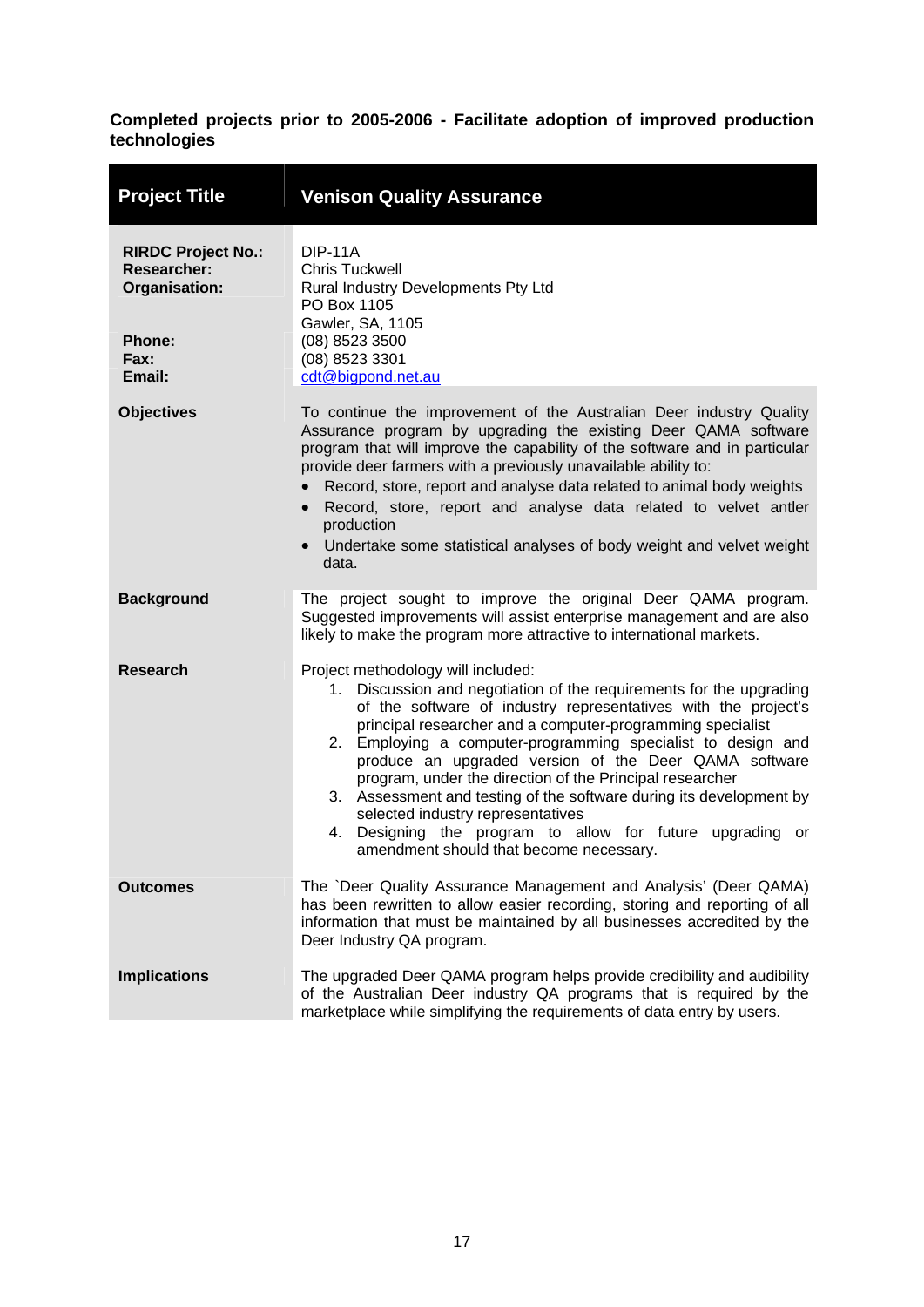**Completed projects prior to 2005-2006 - Facilitate adoption of improved production technologies**

| **Project Title** | **Venison Quality Assurance** |
|---|---|
| **RIRDC Project No.:** | DIP-11A |
| **Researcher:** | Chris Tuckwell |
| **Organisation:** | Rural Industry Developments Pty Ltd<br>PO Box 1105<br>Gawler, SA, 1105 |
| **Phone:** | (08) 8523 3500 |
| **Fax:** | (08) 8523 3301 |
| **Email:** | cdt@bigpond.net.au |
| **Objectives** | To continue the improvement of the Australian Deer industry Quality Assurance program by upgrading the existing Deer QAMA software program that will improve the capability of the software and in particular provide deer farmers with a previously unavailable ability to:<br>• Record, store, report and analyse data related to animal body weights<br>• Record, store, report and analyse data related to velvet antler production<br>• Undertake some statistical analyses of body weight and velvet weight data. |
| **Background** | The project sought to improve the original Deer QAMA program. Suggested improvements will assist enterprise management and are also likely to make the program more attractive to international markets. |
| **Research** | Project methodology will included:<br>1. Discussion and negotiation of the requirements for the upgrading of the software of industry representatives with the project's principal researcher and a computer-programming specialist<br>2. Employing a computer-programming specialist to design and produce an upgraded version of the Deer QAMA software program, under the direction of the Principal researcher<br>3. Assessment and testing of the software during its development by selected industry representatives<br>4. Designing the program to allow for future upgrading or amendment should that become necessary. |
| **Outcomes** | The `Deer Quality Assurance Management and Analysis' (Deer QAMA) has been rewritten to allow easier recording, storing and reporting of all information that must be maintained by all businesses accredited by the Deer Industry QA program. |
| **Implications** | The upgraded Deer QAMA program helps provide credibility and audibility of the Australian Deer industry QA programs that is required by the marketplace while simplifying the requirements of data entry by users. |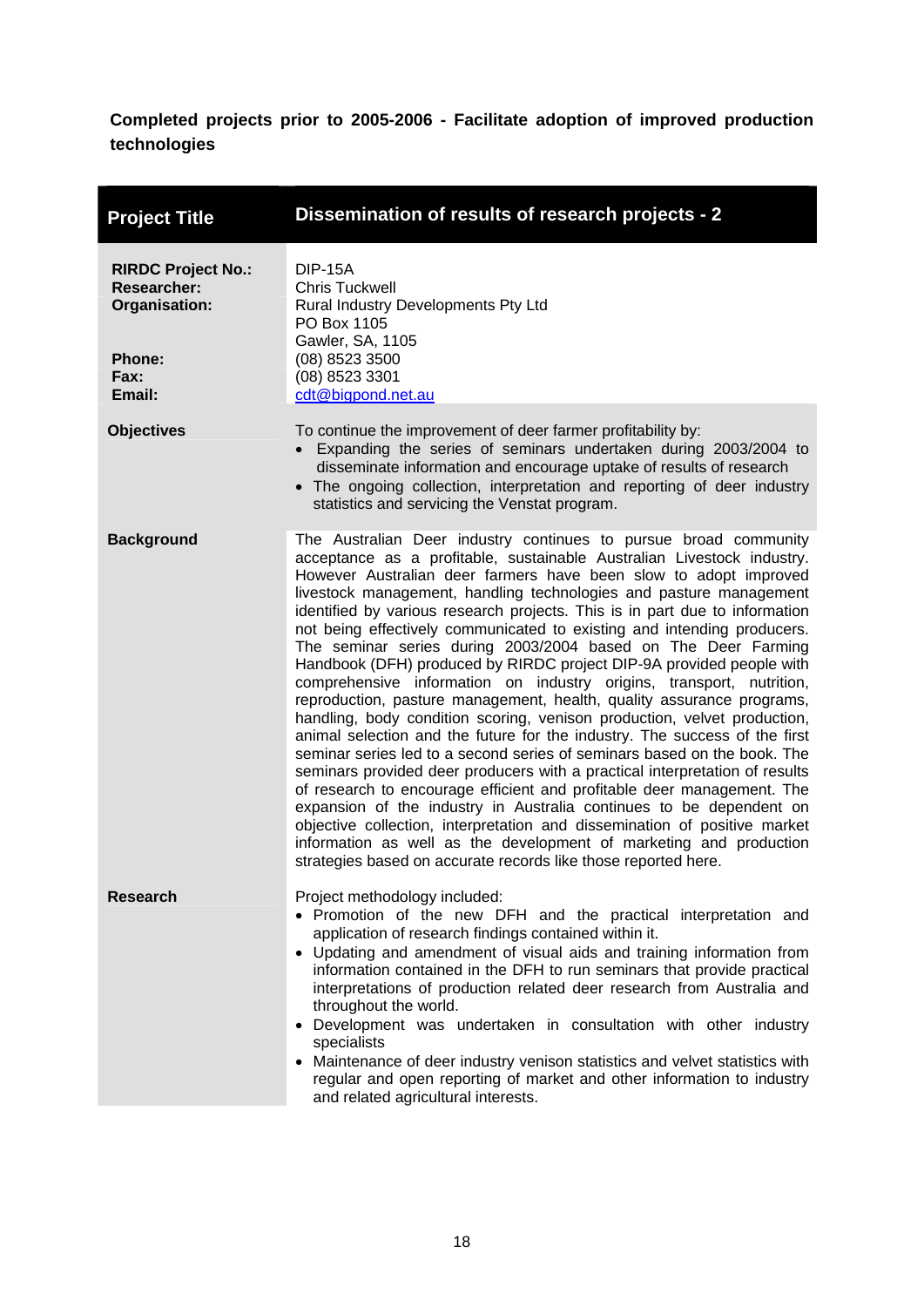**Completed projects prior to 2005-2006 - Facilitate adoption of improved production technologies**

| **Project Title** | **Dissemination of results of research projects - 2** |
|---|---|
| **RIRDC Project No.:**<br>**Researcher:**<br>**Organisation:**<br><br><br>**Phone:**<br>**Fax:**<br>**Email:** | DIP-15A<br>Chris Tuckwell<br>Rural Industry Developments Pty Ltd<br>PO Box 1105<br>Gawler, SA, 1105<br>(08) 8523 3500<br>(08) 8523 3301<br>cdt@bigpond.net.au |
| **Objectives** | To continue the improvement of deer farmer profitability by:<br>• Expanding the series of seminars undertaken during 2003/2004 to disseminate information and encourage uptake of results of research<br>• The ongoing collection, interpretation and reporting of deer industry statistics and servicing the Venstat program. |
| **Background** | The Australian Deer industry continues to pursue broad community acceptance as a profitable, sustainable Australian Livestock industry. However Australian deer farmers have been slow to adopt improved livestock management, handling technologies and pasture management identified by various research projects. This is in part due to information not being effectively communicated to existing and intending producers. The seminar series during 2003/2004 based on The Deer Farming Handbook (DFH) produced by RIRDC project DIP-9A provided people with comprehensive information on industry origins, transport, nutrition, reproduction, pasture management, health, quality assurance programs, handling, body condition scoring, venison production, velvet production, animal selection and the future for the industry. The success of the first seminar series led to a second series of seminars based on the book. The seminars provided deer producers with a practical interpretation of results of research to encourage efficient and profitable deer management. The expansion of the industry in Australia continues to be dependent on objective collection, interpretation and dissemination of positive market information as well as the development of marketing and production strategies based on accurate records like those reported here. |
| **Research** | Project methodology included:<br>• Promotion of the new DFH and the practical interpretation and application of research findings contained within it.<br>• Updating and amendment of visual aids and training information from information contained in the DFH to run seminars that provide practical interpretations of production related deer research from Australia and throughout the world.<br>• Development was undertaken in consultation with other industry specialists<br>• Maintenance of deer industry venison statistics and velvet statistics with regular and open reporting of market and other information to industry and related agricultural interests. |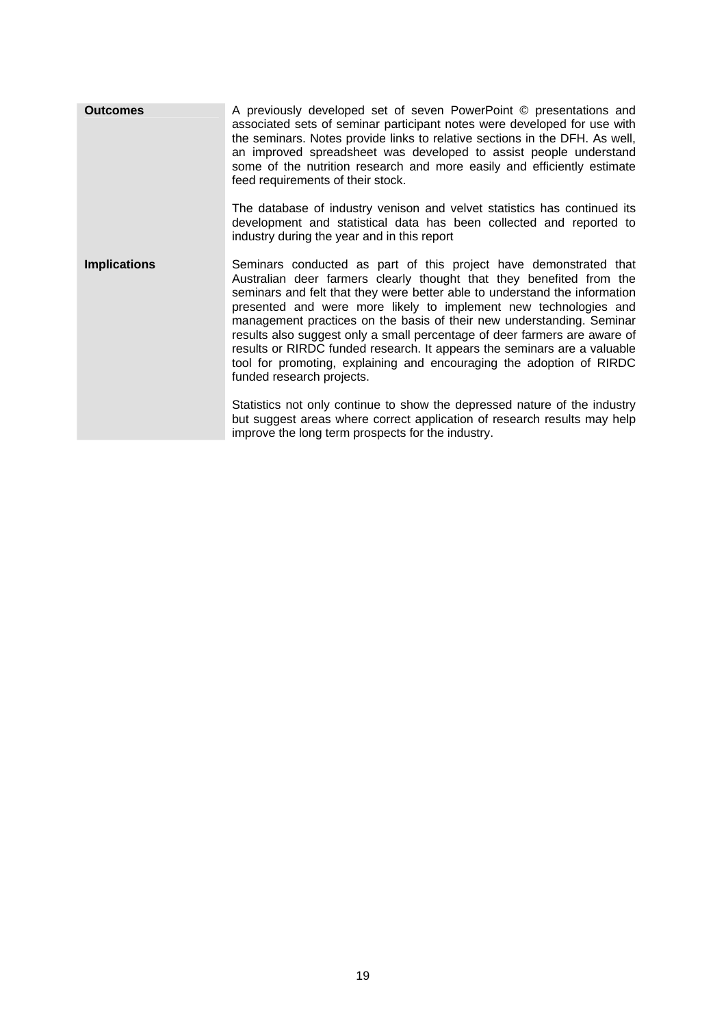| | |
|---|---|
| **Outcomes** | A previously developed set of seven PowerPoint © presentations and associated sets of seminar participant notes were developed for use with the seminars. Notes provide links to relative sections in the DFH. As well, an improved spreadsheet was developed to assist people understand some of the nutrition research and more easily and efficiently estimate feed requirements of their stock.<br><br>The database of industry venison and velvet statistics has continued its development and statistical data has been collected and reported to industry during the year and in this report |
| **Implications** | Seminars conducted as part of this project have demonstrated that Australian deer farmers clearly thought that they benefited from the seminars and felt that they were better able to understand the information presented and were more likely to implement new technologies and management practices on the basis of their new understanding. Seminar results also suggest only a small percentage of deer farmers are aware of results or RIRDC funded research. It appears the seminars are a valuable tool for promoting, explaining and encouraging the adoption of RIRDC funded research projects.<br><br>Statistics not only continue to show the depressed nature of the industry but suggest areas where correct application of research results may help improve the long term prospects for the industry. |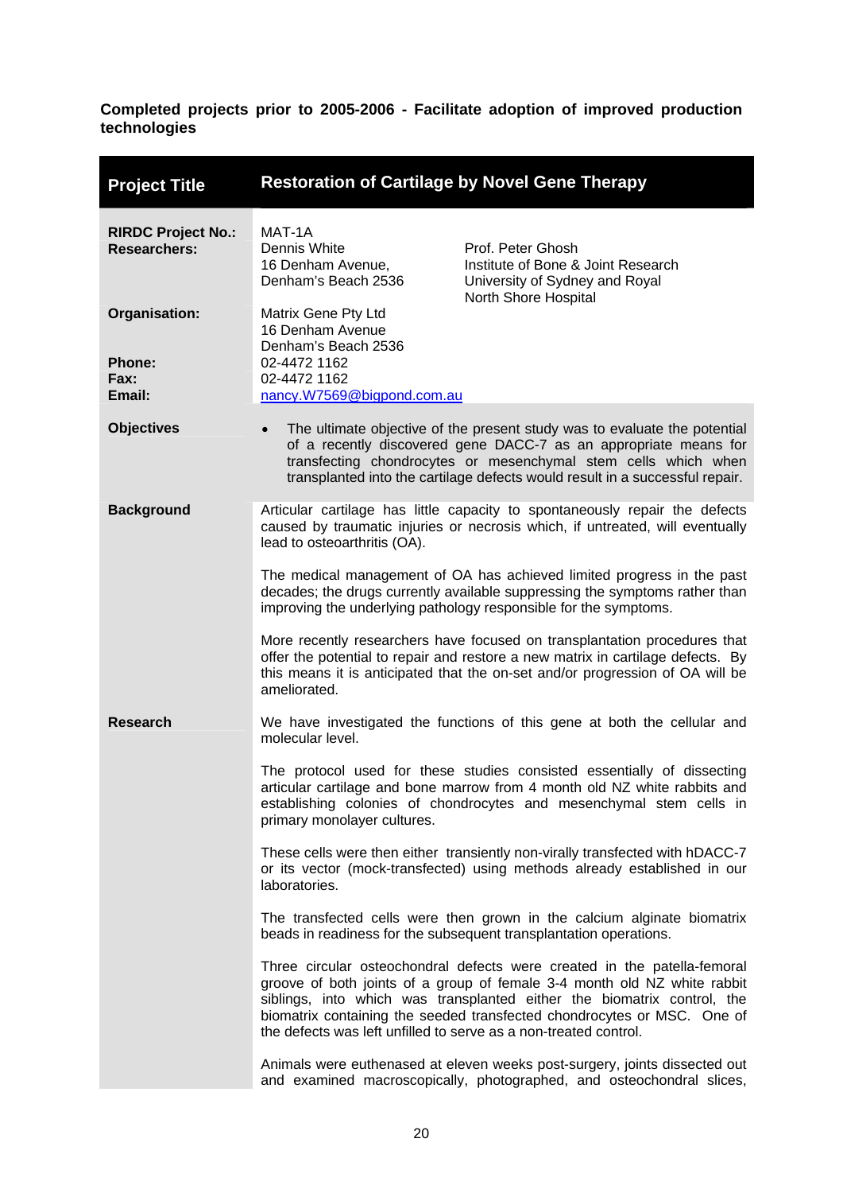**Completed projects prior to 2005-2006 - Facilitate adoption of improved production technologies**

| **Project Title** | **Restoration of Cartilage by Novel Gene Therapy** |
|---|---|
| **RIRDC Project No.:** | MAT-1A |
| **Researchers:** | Dennis White<br>16 Denham Avenue,<br>Denham's Beach 2536<br><br>Prof. Peter Ghosh<br>Institute of Bone & Joint Research<br>University of Sydney and Royal North Shore Hospital |
| **Organisation:** | Matrix Gene Pty Ltd<br>16 Denham Avenue<br>Denham's Beach 2536 |
| **Phone:** | 02-4472 1162 |
| **Fax:** | 02-4472 1162 |
| **Email:** | nancy.W7569@bigpond.com.au |
| **Objectives** | • The ultimate objective of the present study was to evaluate the potential of a recently discovered gene DACC-7 as an appropriate means for transfecting chondrocytes or mesenchymal stem cells which when transplanted into the cartilage defects would result in a successful repair. |
| **Background** | Articular cartilage has little capacity to spontaneously repair the defects caused by traumatic injuries or necrosis which, if untreated, will eventually lead to osteoarthritis (OA).<br><br>The medical management of OA has achieved limited progress in the past decades; the drugs currently available suppressing the symptoms rather than improving the underlying pathology responsible for the symptoms.<br><br>More recently researchers have focused on transplantation procedures that offer the potential to repair and restore a new matrix in cartilage defects. By this means it is anticipated that the on-set and/or progression of OA will be ameliorated. |
| **Research** | We have investigated the functions of this gene at both the cellular and molecular level.<br><br>The protocol used for these studies consisted essentially of dissecting articular cartilage and bone marrow from 4 month old NZ white rabbits and establishing colonies of chondrocytes and mesenchymal stem cells in primary monolayer cultures.<br><br>These cells were then either transiently non-virally transfected with hDACC-7 or its vector (mock-transfected) using methods already established in our laboratories.<br><br>The transfected cells were then grown in the calcium alginate biomatrix beads in readiness for the subsequent transplantation operations.<br><br>Three circular osteochondral defects were created in the patella-femoral groove of both joints of a group of female 3-4 month old NZ white rabbit siblings, into which was transplanted either the biomatrix control, the biomatrix containing the seeded transfected chondrocytes or MSC. One of the defects was left unfilled to serve as a non-treated control.<br><br>Animals were euthenased at eleven weeks post-surgery, joints dissected out and examined macroscopically, photographed, and osteochondral slices, |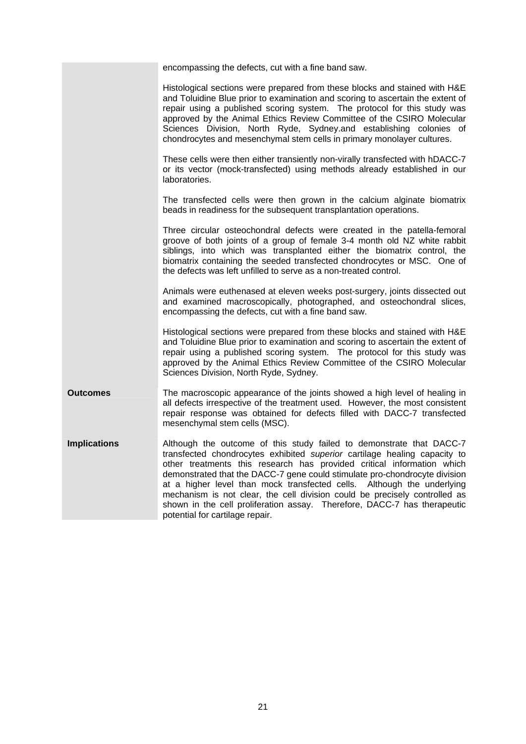encompassing the defects, cut with a fine band saw.

Histological sections were prepared from these blocks and stained with H&E and Toluidine Blue prior to examination and scoring to ascertain the extent of repair using a published scoring system. The protocol for this study was approved by the Animal Ethics Review Committee of the CSIRO Molecular Sciences Division, North Ryde, Sydney.and establishing colonies of chondrocytes and mesenchymal stem cells in primary monolayer cultures.

These cells were then either transiently non-virally transfected with hDACC-7 or its vector (mock-transfected) using methods already established in our laboratories.

The transfected cells were then grown in the calcium alginate biomatrix beads in readiness for the subsequent transplantation operations.

Three circular osteochondral defects were created in the patella-femoral groove of both joints of a group of female 3-4 month old NZ white rabbit siblings, into which was transplanted either the biomatrix control, the biomatrix containing the seeded transfected chondrocytes or MSC. One of the defects was left unfilled to serve as a non-treated control.

Animals were euthenased at eleven weeks post-surgery, joints dissected out and examined macroscopically, photographed, and osteochondral slices, encompassing the defects, cut with a fine band saw.

Histological sections were prepared from these blocks and stained with H&E and Toluidine Blue prior to examination and scoring to ascertain the extent of repair using a published scoring system. The protocol for this study was approved by the Animal Ethics Review Committee of the CSIRO Molecular Sciences Division, North Ryde, Sydney.

**Outcomes**

The macroscopic appearance of the joints showed a high level of healing in all defects irrespective of the treatment used. However, the most consistent repair response was obtained for defects filled with DACC-7 transfected mesenchymal stem cells (MSC).

**Implications**

Although the outcome of this study failed to demonstrate that DACC-7 transfected chondrocytes exhibited *superior* cartilage healing capacity to other treatments this research has provided critical information which demonstrated that the DACC-7 gene could stimulate pro-chondrocyte division at a higher level than mock transfected cells. Although the underlying mechanism is not clear, the cell division could be precisely controlled as shown in the cell proliferation assay. Therefore, DACC-7 has therapeutic potential for cartilage repair.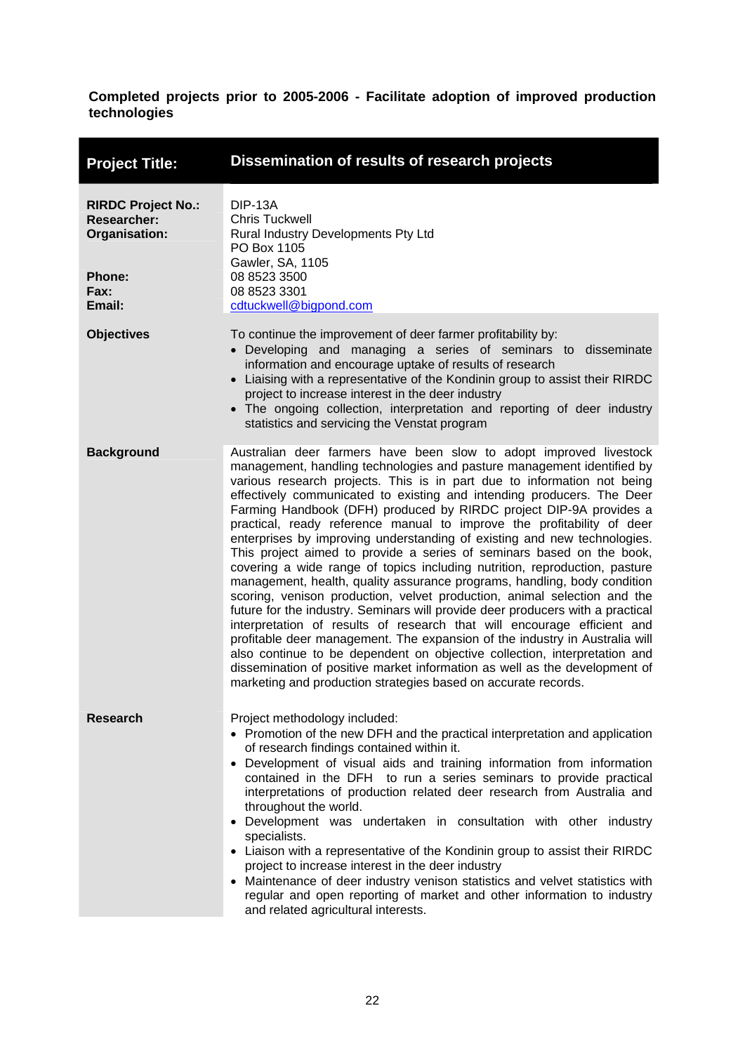**Completed projects prior to 2005-2006 - Facilitate adoption of improved production technologies**

| **Project Title:** | **Dissemination of results of research projects** |
|---|---|
| **RIRDC Project No.:** | DIP-13A |
| **Researcher:** | Chris Tuckwell |
| **Organisation:** | Rural Industry Developments Pty Ltd<br>PO Box 1105<br>Gawler, SA, 1105 |
| **Phone:** | 08 8523 3500 |
| **Fax:** | 08 8523 3301 |
| **Email:** | cdtuckwell@bigpond.com |
| **Objectives** | To continue the improvement of deer farmer profitability by:<br>• Developing and managing a series of seminars to disseminate information and encourage uptake of results of research<br>• Liaising with a representative of the Kondinin group to assist their RIRDC project to increase interest in the deer industry<br>• The ongoing collection, interpretation and reporting of deer industry statistics and servicing the Venstat program |
| **Background** | Australian deer farmers have been slow to adopt improved livestock management, handling technologies and pasture management identified by various research projects. This is in part due to information not being effectively communicated to existing and intending producers. The Deer Farming Handbook (DFH) produced by RIRDC project DIP-9A provides a practical, ready reference manual to improve the profitability of deer enterprises by improving understanding of existing and new technologies. This project aimed to provide a series of seminars based on the book, covering a wide range of topics including nutrition, reproduction, pasture management, health, quality assurance programs, handling, body condition scoring, venison production, velvet production, animal selection and the future for the industry. Seminars will provide deer producers with a practical interpretation of results of research that will encourage efficient and profitable deer management. The expansion of the industry in Australia will also continue to be dependent on objective collection, interpretation and dissemination of positive market information as well as the development of marketing and production strategies based on accurate records. |
| **Research** | Project methodology included:<br>• Promotion of the new DFH and the practical interpretation and application of research findings contained within it.<br>• Development of visual aids and training information from information contained in the DFH to run a series seminars to provide practical interpretations of production related deer research from Australia and throughout the world.<br>• Development was undertaken in consultation with other industry specialists.<br>• Liaison with a representative of the Kondinin group to assist their RIRDC project to increase interest in the deer industry<br>• Maintenance of deer industry venison statistics and velvet statistics with regular and open reporting of market and other information to industry and related agricultural interests. |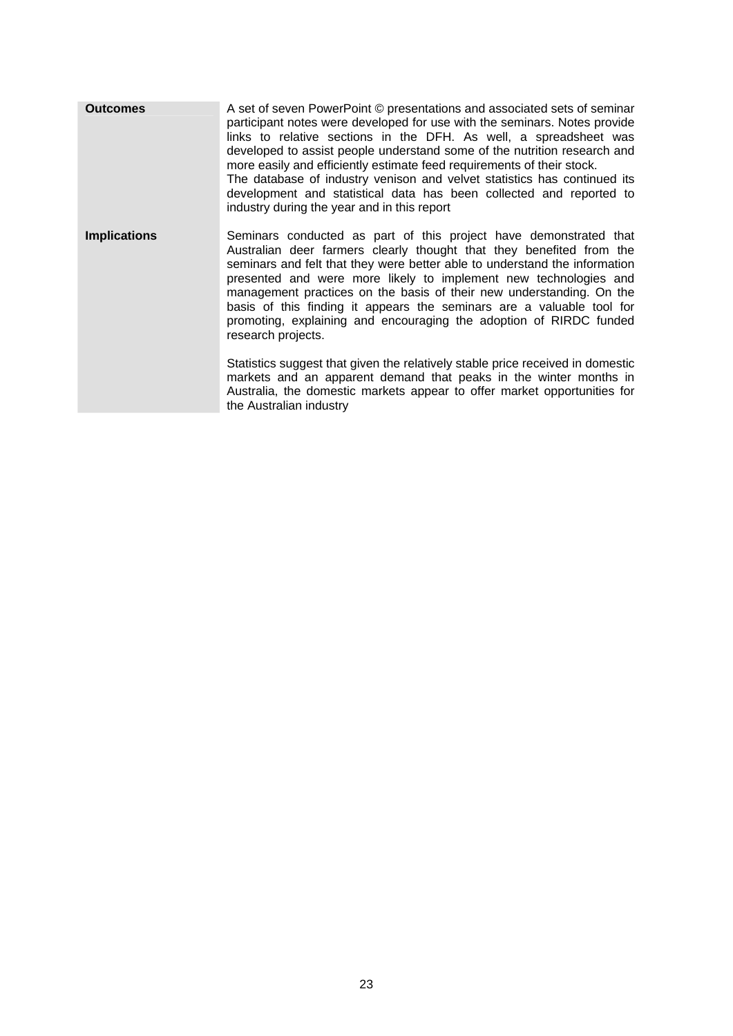| | |
|---|---|
| **Outcomes** | A set of seven PowerPoint © presentations and associated sets of seminar participant notes were developed for use with the seminars. Notes provide links to relative sections in the DFH. As well, a spreadsheet was developed to assist people understand some of the nutrition research and more easily and efficiently estimate feed requirements of their stock.<br>The database of industry venison and velvet statistics has continued its development and statistical data has been collected and reported to industry during the year and in this report |
| **Implications** | Seminars conducted as part of this project have demonstrated that Australian deer farmers clearly thought that they benefited from the seminars and felt that they were better able to understand the information presented and were more likely to implement new technologies and management practices on the basis of their new understanding. On the basis of this finding it appears the seminars are a valuable tool for promoting, explaining and encouraging the adoption of RIRDC funded research projects.<br><br>Statistics suggest that given the relatively stable price received in domestic markets and an apparent demand that peaks in the winter months in Australia, the domestic markets appear to offer market opportunities for the Australian industry |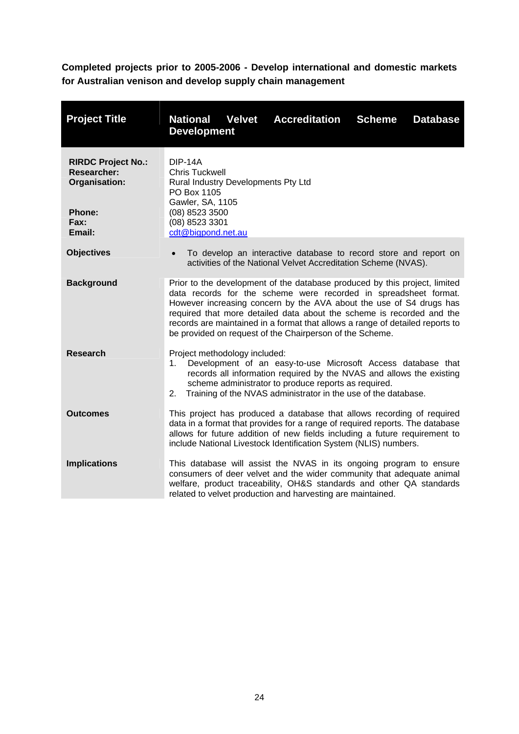**Completed projects prior to 2005-2006 - Develop international and domestic markets for Australian venison and develop supply chain management**

| **Project Title** | **National Velvet Accreditation Scheme Database Development** |
|---|---|
| **RIRDC Project No.:**<br>**Researcher:**<br>**Organisation:**<br><br><br>**Phone:**<br>**Fax:**<br>**Email:** | DIP-14A<br>Chris Tuckwell<br>Rural Industry Developments Pty Ltd<br>PO Box 1105<br>Gawler, SA, 1105<br>(08) 8523 3500<br>(08) 8523 3301<br>cdt@bigpond.net.au |
| **Objectives** | • To develop an interactive database to record store and report on activities of the National Velvet Accreditation Scheme (NVAS). |
| **Background** | Prior to the development of the database produced by this project, limited data records for the scheme were recorded in spreadsheet format. However increasing concern by the AVA about the use of S4 drugs has required that more detailed data about the scheme is recorded and the records are maintained in a format that allows a range of detailed reports to be provided on request of the Chairperson of the Scheme. |
| **Research** | Project methodology included:<br>1. Development of an easy-to-use Microsoft Access database that records all information required by the NVAS and allows the existing scheme administrator to produce reports as required.<br>2. Training of the NVAS administrator in the use of the database. |
| **Outcomes** | This project has produced a database that allows recording of required data in a format that provides for a range of required reports. The database allows for future addition of new fields including a future requirement to include National Livestock Identification System (NLIS) numbers. |
| **Implications** | This database will assist the NVAS in its ongoing program to ensure consumers of deer velvet and the wider community that adequate animal welfare, product traceability, OH&S standards and other QA standards related to velvet production and harvesting are maintained. |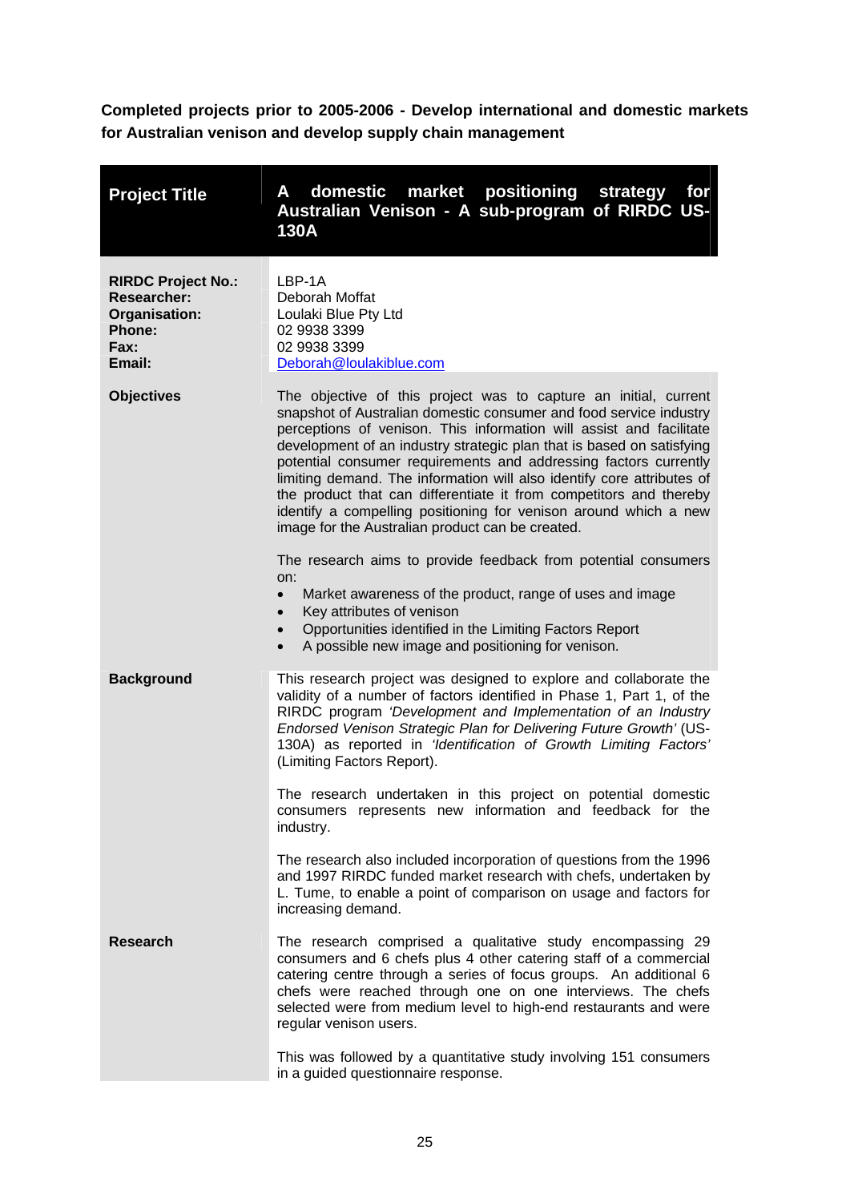**Completed projects prior to 2005-2006 - Develop international and domestic markets for Australian venison and develop supply chain management**

| **Project Title** | **A domestic market positioning strategy for Australian Venison - A sub-program of RIRDC US-130A** |
|---|---|
| **RIRDC Project No.:**<br>**Researcher:**<br>**Organisation:**<br>**Phone:**<br>**Fax:**<br>**Email:** | LBP-1A<br>Deborah Moffat<br>Loulaki Blue Pty Ltd<br>02 9938 3399<br>02 9938 3399<br>Deborah@loulakiblue.com |
| **Objectives** | The objective of this project was to capture an initial, current snapshot of Australian domestic consumer and food service industry perceptions of venison. This information will assist and facilitate development of an industry strategic plan that is based on satisfying potential consumer requirements and addressing factors currently limiting demand. The information will also identify core attributes of the product that can differentiate it from competitors and thereby identify a compelling positioning for venison around which a new image for the Australian product can be created.<br><br>The research aims to provide feedback from potential consumers on:<br>• Market awareness of the product, range of uses and image<br>• Key attributes of venison<br>• Opportunities identified in the Limiting Factors Report<br>• A possible new image and positioning for venison. |
| **Background** | This research project was designed to explore and collaborate the validity of a number of factors identified in Phase 1, Part 1, of the RIRDC program *'Development and Implementation of an Industry Endorsed Venison Strategic Plan for Delivering Future Growth'* (US-130A) as reported in *'Identification of Growth Limiting Factors'* (Limiting Factors Report).<br><br>The research undertaken in this project on potential domestic consumers represents new information and feedback for the industry.<br><br>The research also included incorporation of questions from the 1996 and 1997 RIRDC funded market research with chefs, undertaken by L. Tume, to enable a point of comparison on usage and factors for increasing demand. |
| **Research** | The research comprised a qualitative study encompassing 29 consumers and 6 chefs plus 4 other catering staff of a commercial catering centre through a series of focus groups. An additional 6 chefs were reached through one on one interviews. The chefs selected were from medium level to high-end restaurants and were regular venison users.<br><br>This was followed by a quantitative study involving 151 consumers in a guided questionnaire response. |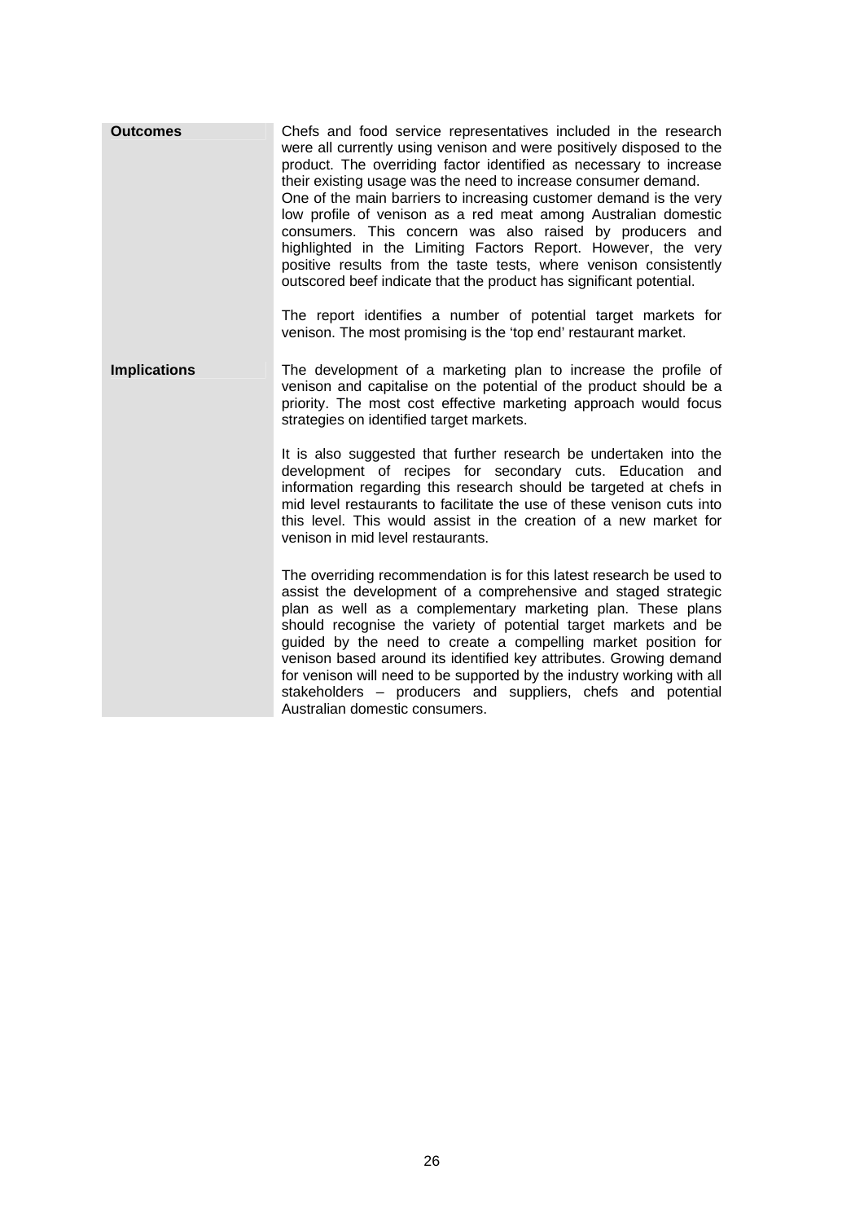| | |
|---|---|
| **Outcomes** | Chefs and food service representatives included in the research were all currently using venison and were positively disposed to the product. The overriding factor identified as necessary to increase their existing usage was the need to increase consumer demand. One of the main barriers to increasing customer demand is the very low profile of venison as a red meat among Australian domestic consumers. This concern was also raised by producers and highlighted in the Limiting Factors Report. However, the very positive results from the taste tests, where venison consistently outscored beef indicate that the product has significant potential.<br><br>The report identifies a number of potential target markets for venison. The most promising is the 'top end' restaurant market. |
| **Implications** | The development of a marketing plan to increase the profile of venison and capitalise on the potential of the product should be a priority. The most cost effective marketing approach would focus strategies on identified target markets.<br><br>It is also suggested that further research be undertaken into the development of recipes for secondary cuts. Education and information regarding this research should be targeted at chefs in mid level restaurants to facilitate the use of these venison cuts into this level. This would assist in the creation of a new market for venison in mid level restaurants.<br><br>The overriding recommendation is for this latest research be used to assist the development of a comprehensive and staged strategic plan as well as a complementary marketing plan. These plans should recognise the variety of potential target markets and be guided by the need to create a compelling market position for venison based around its identified key attributes. Growing demand for venison will need to be supported by the industry working with all stakeholders – producers and suppliers, chefs and potential Australian domestic consumers. |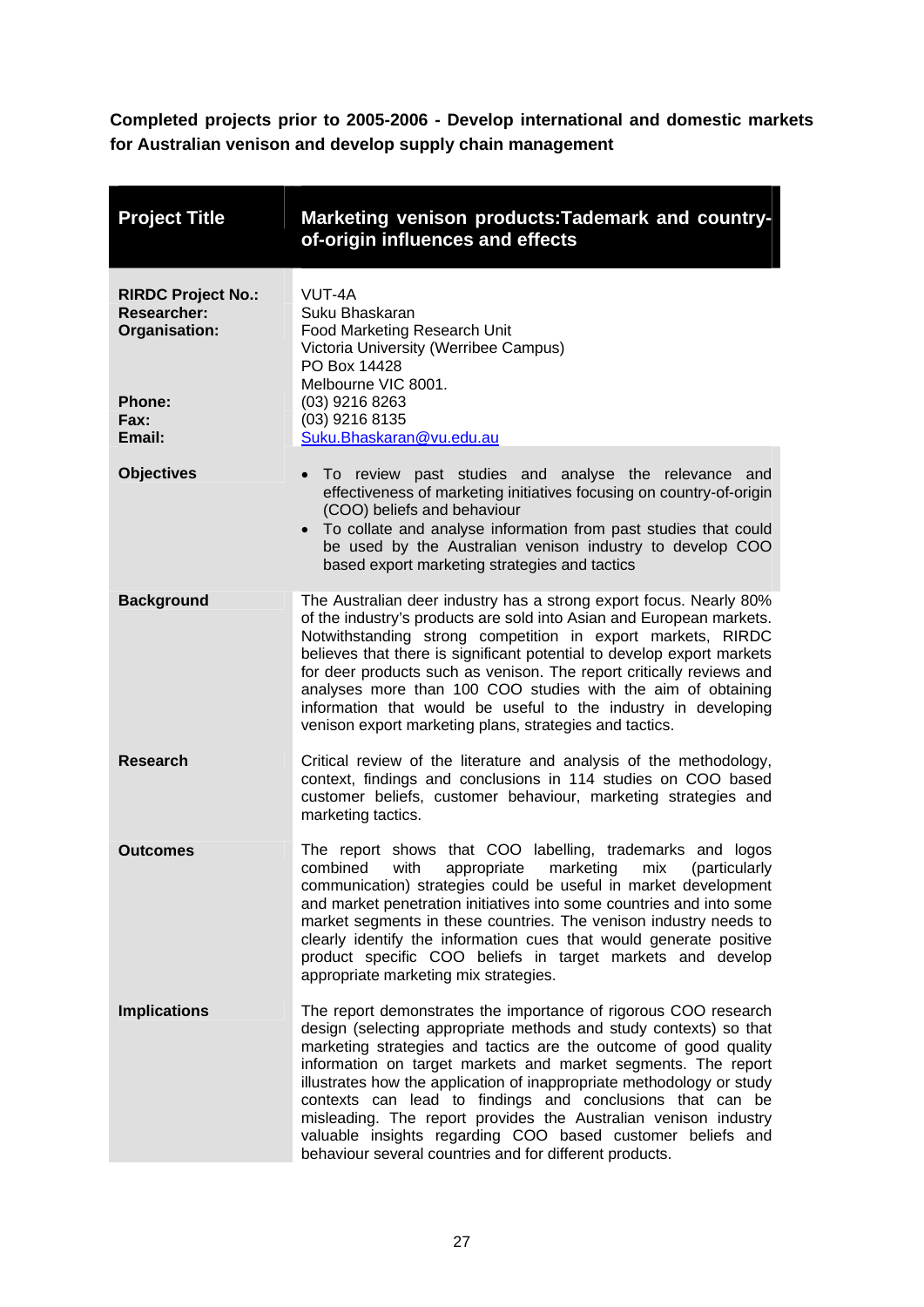**Completed projects prior to 2005-2006 - Develop international and domestic markets for Australian venison and develop supply chain management**

| **Project Title** | **Marketing venison products:Tademark and country-of-origin influences and effects** |
|---|---|
| **RIRDC Project No.:**<br>**Researcher:**<br>**Organisation:**<br><br><br><br>**Phone:**<br>**Fax:**<br>**Email:** | VUT-4A<br>Suku Bhaskaran<br>Food Marketing Research Unit<br>Victoria University (Werribee Campus)<br>PO Box 14428<br>Melbourne VIC 8001.<br>(03) 9216 8263<br>(03) 9216 8135<br>Suku.Bhaskaran@vu.edu.au |
| **Objectives** | • To review past studies and analyse the relevance and effectiveness of marketing initiatives focusing on country-of-origin (COO) beliefs and behaviour<br>• To collate and analyse information from past studies that could be used by the Australian venison industry to develop COO based export marketing strategies and tactics |
| **Background** | The Australian deer industry has a strong export focus. Nearly 80% of the industry's products are sold into Asian and European markets. Notwithstanding strong competition in export markets, RIRDC believes that there is significant potential to develop export markets for deer products such as venison. The report critically reviews and analyses more than 100 COO studies with the aim of obtaining information that would be useful to the industry in developing venison export marketing plans, strategies and tactics. |
| **Research** | Critical review of the literature and analysis of the methodology, context, findings and conclusions in 114 studies on COO based customer beliefs, customer behaviour, marketing strategies and marketing tactics. |
| **Outcomes** | The report shows that COO labelling, trademarks and logos combined with appropriate marketing mix (particularly communication) strategies could be useful in market development and market penetration initiatives into some countries and into some market segments in these countries. The venison industry needs to clearly identify the information cues that would generate positive product specific COO beliefs in target markets and develop appropriate marketing mix strategies. |
| **Implications** | The report demonstrates the importance of rigorous COO research design (selecting appropriate methods and study contexts) so that marketing strategies and tactics are the outcome of good quality information on target markets and market segments. The report illustrates how the application of inappropriate methodology or study contexts can lead to findings and conclusions that can be misleading. The report provides the Australian venison industry valuable insights regarding COO based customer beliefs and behaviour several countries and for different products. |